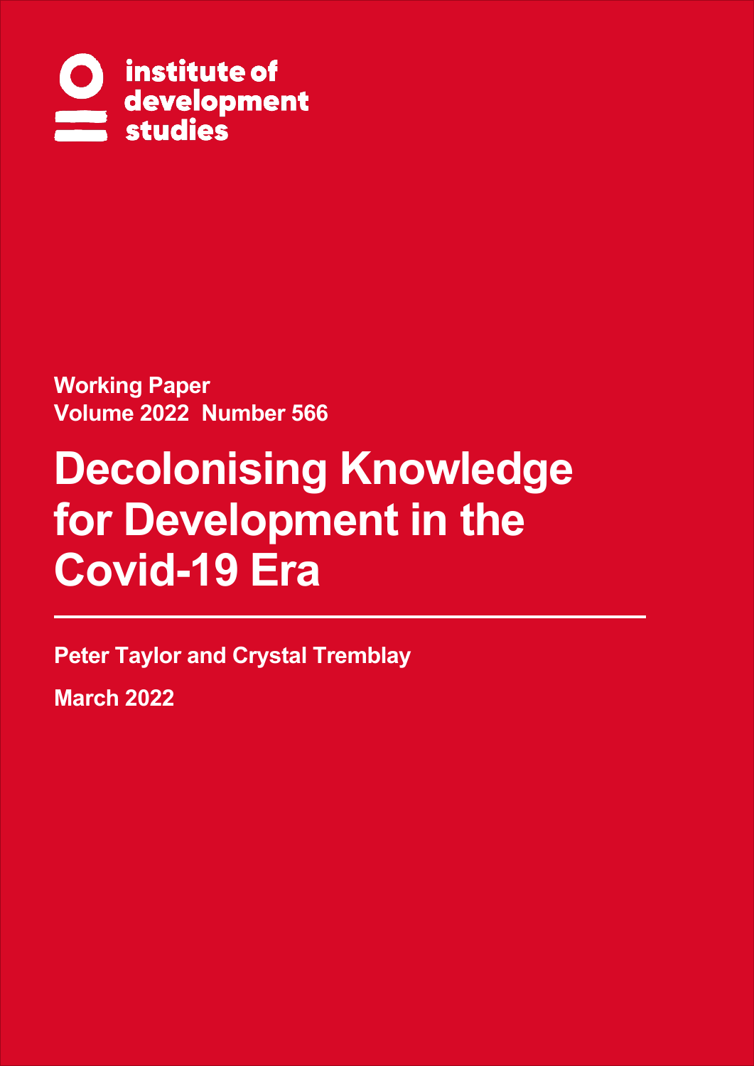institute of development studies

**Working Paper**
**Volume 2022 Number 566**

# Decolonising Knowledge for Development in the Covid-19 Era

**Peter Taylor and Crystal Tremblay**

**March 2022**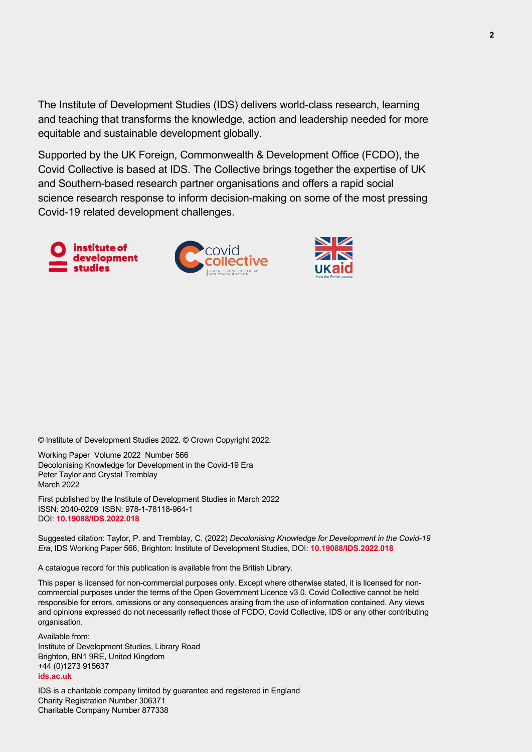The Institute of Development Studies (IDS) delivers world-class research, learning and teaching that transforms the knowledge, action and leadership needed for more equitable and sustainable development globally.

Supported by the UK Foreign, Commonwealth & Development Office (FCDO), the Covid Collective is based at IDS. The Collective brings together the expertise of UK and Southern-based research partner organisations and offers a rapid social science research response to inform decision-making on some of the most pressing Covid-19 related development challenges.

© Institute of Development Studies 2022. © Crown Copyright 2022.

Working Paper Volume 2022 Number 566
Decolonising Knowledge for Development in the Covid-19 Era
Peter Taylor and Crystal Tremblay
March 2022

First published by the Institute of Development Studies in March 2022
ISSN: 2040-0209 ISBN: 978-1-78118-964-1
DOI: **10.19088/IDS.2022.018**

Suggested citation: Taylor, P. and Tremblay, C. (2022) *Decolonising Knowledge for Development in the Covid-19 Era*, IDS Working Paper 566, Brighton: Institute of Development Studies, DOI: **10.19088/IDS.2022.018**

A catalogue record for this publication is available from the British Library.

This paper is licensed for non-commercial purposes only. Except where otherwise stated, it is licensed for non-commercial purposes under the terms of the Open Government Licence v3.0. Covid Collective cannot be held responsible for errors, omissions or any consequences arising from the use of information contained. Any views and opinions expressed do not necessarily reflect those of FCDO, Covid Collective, IDS or any other contributing organisation.

Available from:
Institute of Development Studies, Library Road
Brighton, BN1 9RE, United Kingdom
+44 (0)1273 915637
**ids.ac.uk**

IDS is a charitable company limited by guarantee and registered in England
Charity Registration Number 306371
Charitable Company Number 877338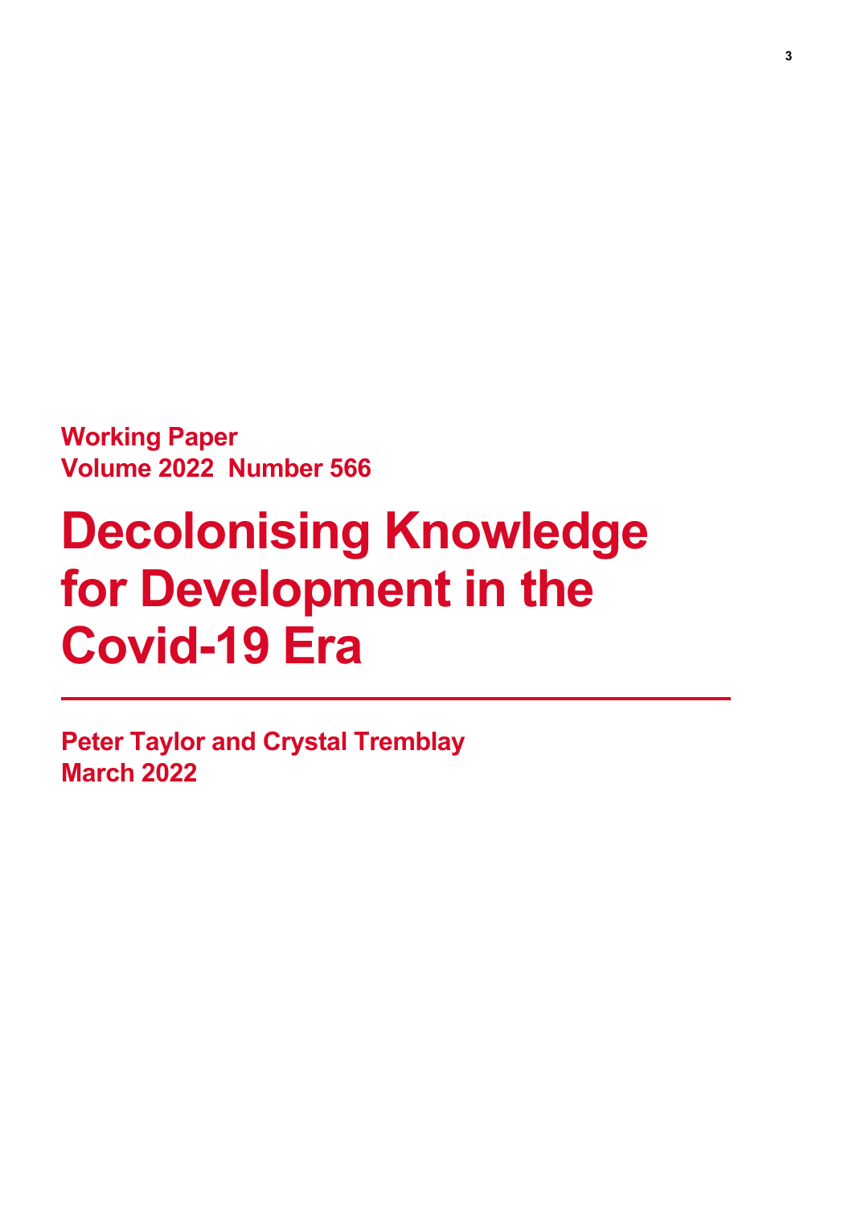**Working Paper**
**Volume 2022 Number 566**

# Decolonising Knowledge for Development in the Covid-19 Era

**Peter Taylor and Crystal Tremblay**
**March 2022**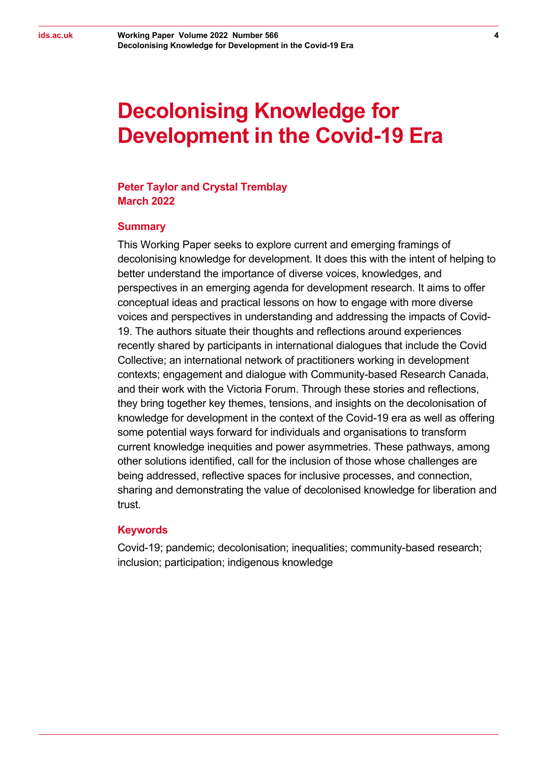# Decolonising Knowledge for Development in the Covid-19 Era

**Peter Taylor and Crystal Tremblay**
**March 2022**

## Summary

This Working Paper seeks to explore current and emerging framings of decolonising knowledge for development. It does this with the intent of helping to better understand the importance of diverse voices, knowledges, and perspectives in an emerging agenda for development research. It aims to offer conceptual ideas and practical lessons on how to engage with more diverse voices and perspectives in understanding and addressing the impacts of Covid-19. The authors situate their thoughts and reflections around experiences recently shared by participants in international dialogues that include the Covid Collective; an international network of practitioners working in development contexts; engagement and dialogue with Community-based Research Canada, and their work with the Victoria Forum. Through these stories and reflections, they bring together key themes, tensions, and insights on the decolonisation of knowledge for development in the context of the Covid-19 era as well as offering some potential ways forward for individuals and organisations to transform current knowledge inequities and power asymmetries. These pathways, among other solutions identified, call for the inclusion of those whose challenges are being addressed, reflective spaces for inclusive processes, and connection, sharing and demonstrating the value of decolonised knowledge for liberation and trust.

## Keywords

Covid-19; pandemic; decolonisation; inequalities; community-based research; inclusion; participation; indigenous knowledge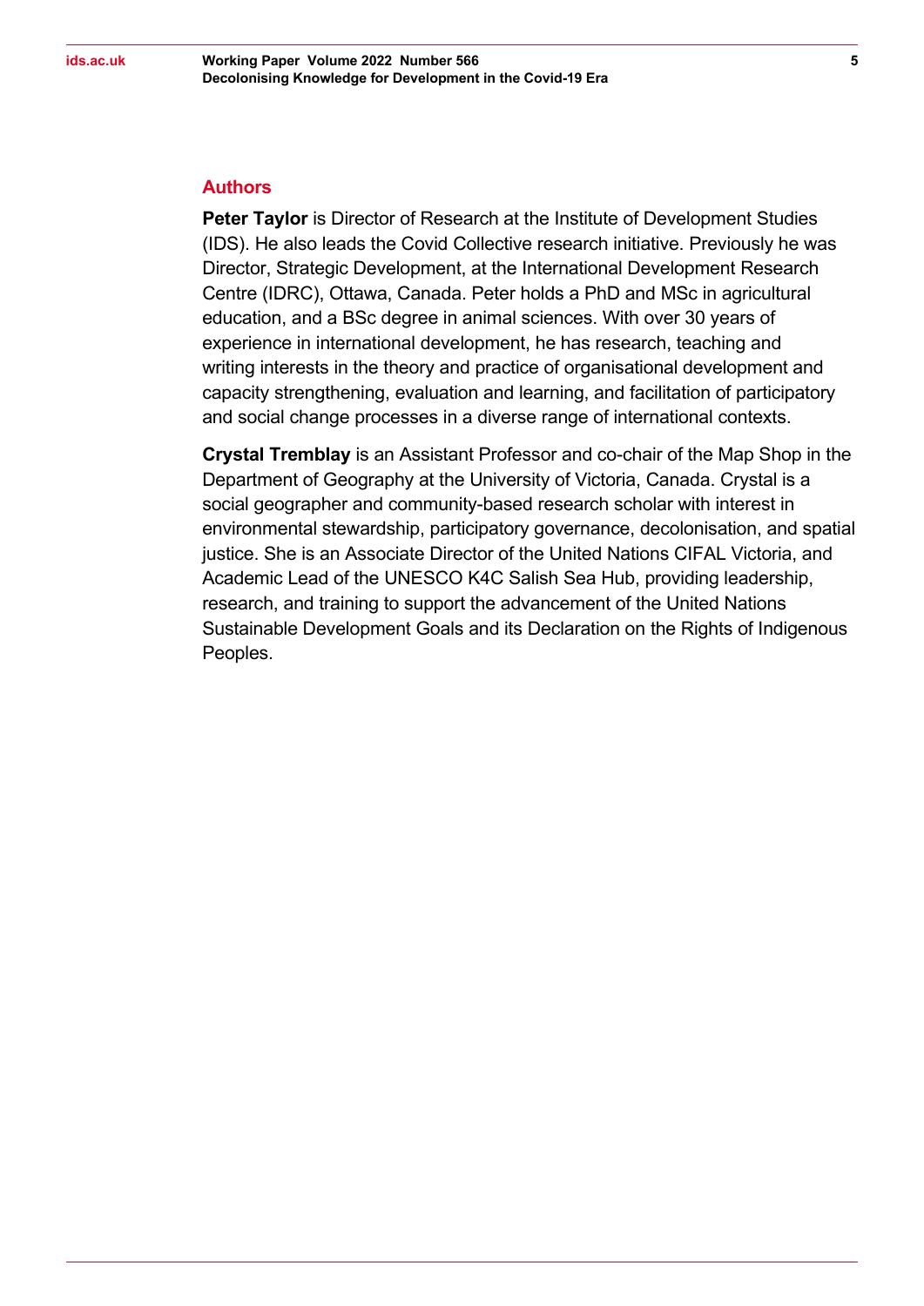## Authors

**Peter Taylor** is Director of Research at the Institute of Development Studies (IDS). He also leads the Covid Collective research initiative. Previously he was Director, Strategic Development, at the International Development Research Centre (IDRC), Ottawa, Canada. Peter holds a PhD and MSc in agricultural education, and a BSc degree in animal sciences. With over 30 years of experience in international development, he has research, teaching and writing interests in the theory and practice of organisational development and capacity strengthening, evaluation and learning, and facilitation of participatory and social change processes in a diverse range of international contexts.

**Crystal Tremblay** is an Assistant Professor and co-chair of the Map Shop in the Department of Geography at the University of Victoria, Canada. Crystal is a social geographer and community-based research scholar with interest in environmental stewardship, participatory governance, decolonisation, and spatial justice. She is an Associate Director of the United Nations CIFAL Victoria, and Academic Lead of the UNESCO K4C Salish Sea Hub, providing leadership, research, and training to support the advancement of the United Nations Sustainable Development Goals and its Declaration on the Rights of Indigenous Peoples.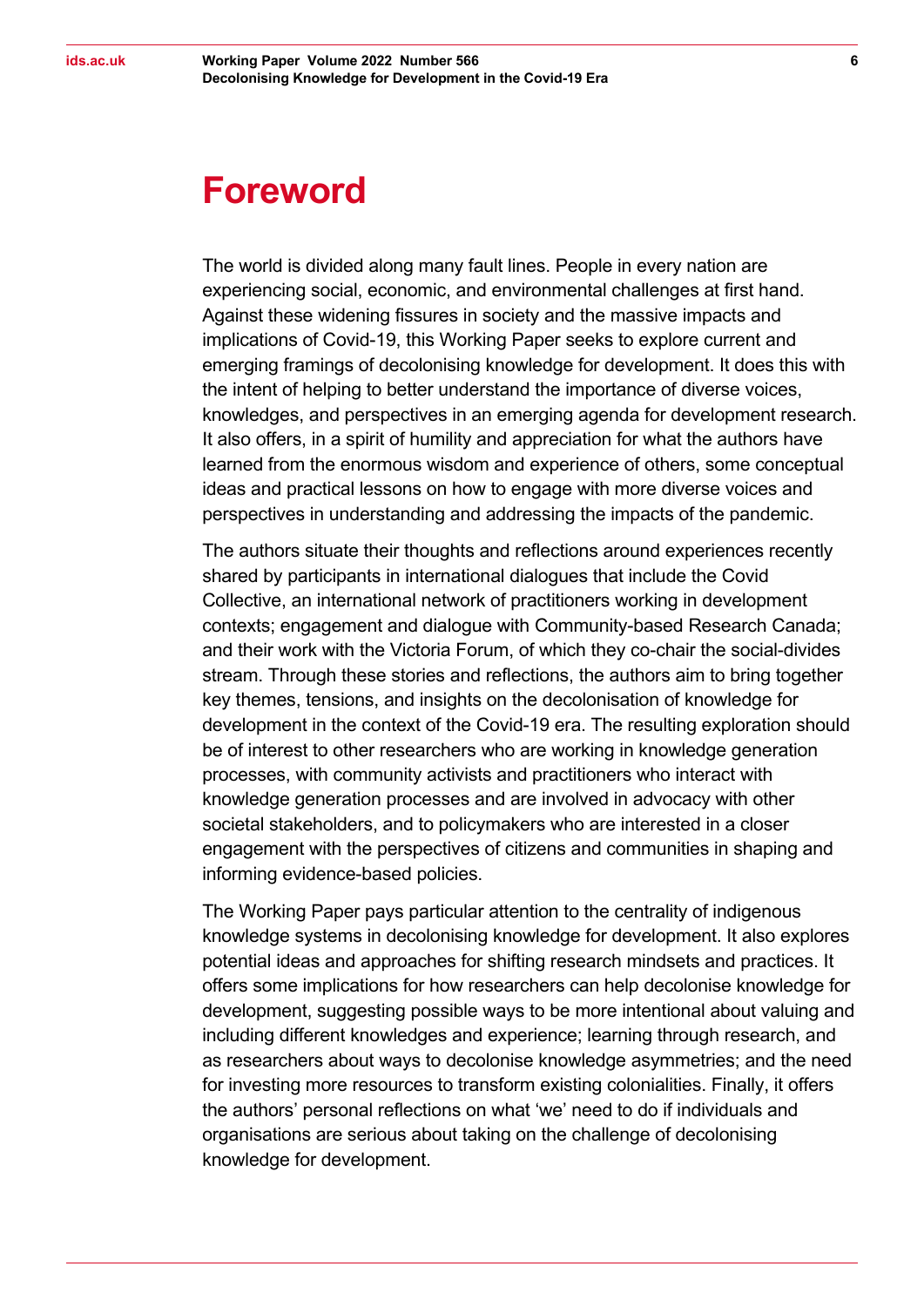# Foreword

The world is divided along many fault lines. People in every nation are experiencing social, economic, and environmental challenges at first hand. Against these widening fissures in society and the massive impacts and implications of Covid-19, this Working Paper seeks to explore current and emerging framings of decolonising knowledge for development. It does this with the intent of helping to better understand the importance of diverse voices, knowledges, and perspectives in an emerging agenda for development research. It also offers, in a spirit of humility and appreciation for what the authors have learned from the enormous wisdom and experience of others, some conceptual ideas and practical lessons on how to engage with more diverse voices and perspectives in understanding and addressing the impacts of the pandemic.

The authors situate their thoughts and reflections around experiences recently shared by participants in international dialogues that include the Covid Collective, an international network of practitioners working in development contexts; engagement and dialogue with Community-based Research Canada; and their work with the Victoria Forum, of which they co-chair the social-divides stream. Through these stories and reflections, the authors aim to bring together key themes, tensions, and insights on the decolonisation of knowledge for development in the context of the Covid-19 era. The resulting exploration should be of interest to other researchers who are working in knowledge generation processes, with community activists and practitioners who interact with knowledge generation processes and are involved in advocacy with other societal stakeholders, and to policymakers who are interested in a closer engagement with the perspectives of citizens and communities in shaping and informing evidence-based policies.

The Working Paper pays particular attention to the centrality of indigenous knowledge systems in decolonising knowledge for development. It also explores potential ideas and approaches for shifting research mindsets and practices. It offers some implications for how researchers can help decolonise knowledge for development, suggesting possible ways to be more intentional about valuing and including different knowledges and experience; learning through research, and as researchers about ways to decolonise knowledge asymmetries; and the need for investing more resources to transform existing colonialities. Finally, it offers the authors' personal reflections on what 'we' need to do if individuals and organisations are serious about taking on the challenge of decolonising knowledge for development.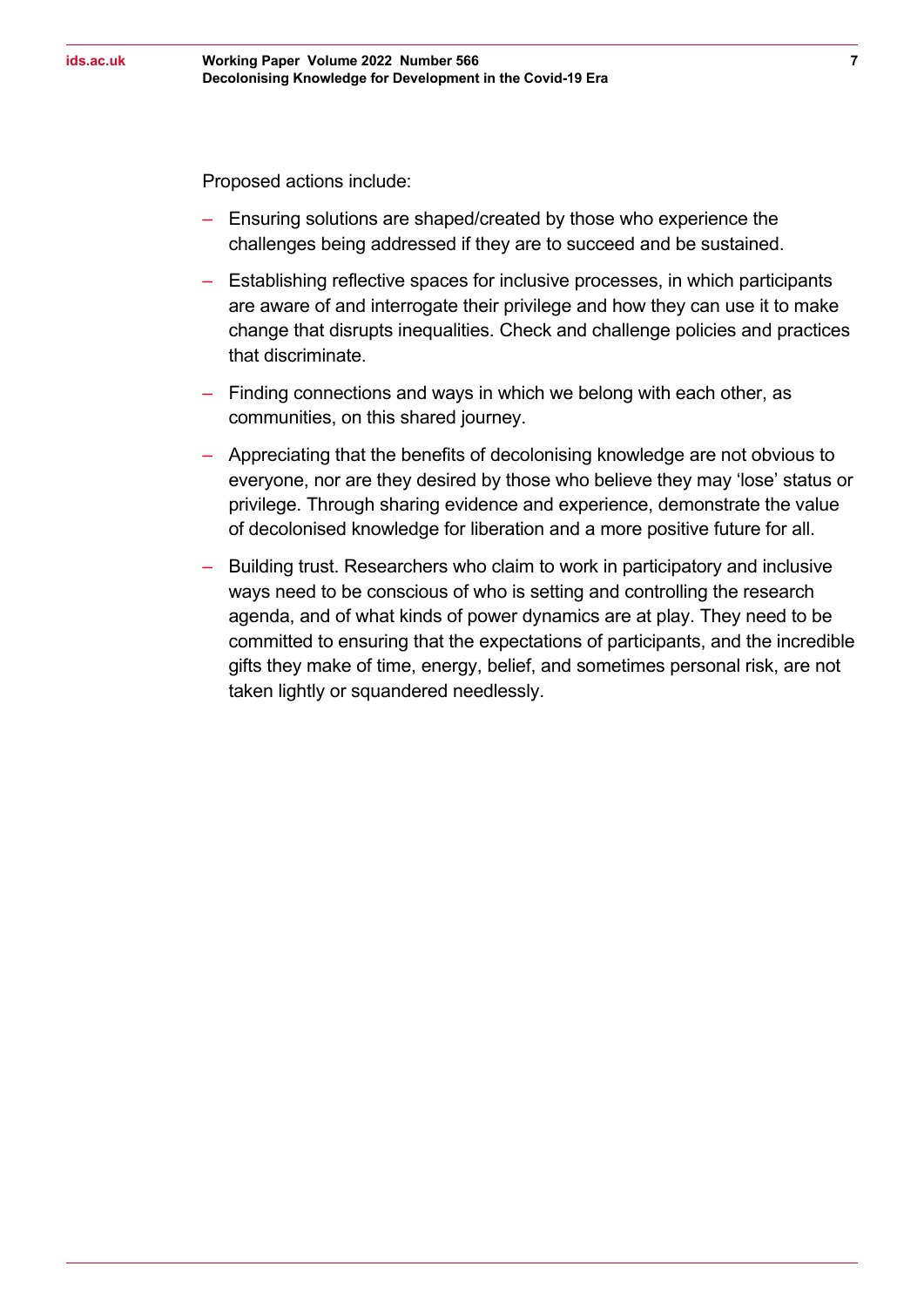Proposed actions include:

- Ensuring solutions are shaped/created by those who experience the challenges being addressed if they are to succeed and be sustained.
- Establishing reflective spaces for inclusive processes, in which participants are aware of and interrogate their privilege and how they can use it to make change that disrupts inequalities. Check and challenge policies and practices that discriminate.
- Finding connections and ways in which we belong with each other, as communities, on this shared journey.
- Appreciating that the benefits of decolonising knowledge are not obvious to everyone, nor are they desired by those who believe they may 'lose' status or privilege. Through sharing evidence and experience, demonstrate the value of decolonised knowledge for liberation and a more positive future for all.
- Building trust. Researchers who claim to work in participatory and inclusive ways need to be conscious of who is setting and controlling the research agenda, and of what kinds of power dynamics are at play. They need to be committed to ensuring that the expectations of participants, and the incredible gifts they make of time, energy, belief, and sometimes personal risk, are not taken lightly or squandered needlessly.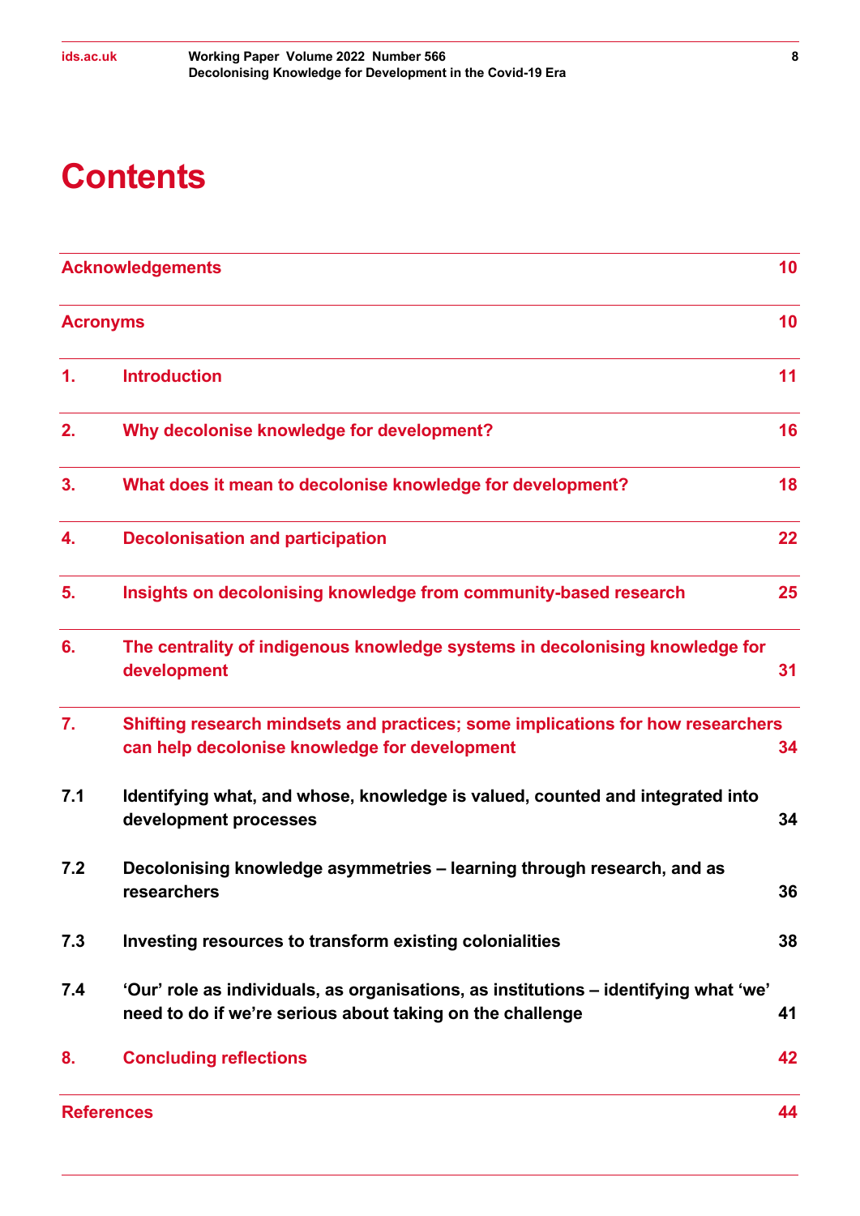# Contents

| | | |
|---|---|---|
| Acknowledgements | | 10 |
| Acronyms | | 10 |
| 1. | Introduction | 11 |
| 2. | Why decolonise knowledge for development? | 16 |
| 3. | What does it mean to decolonise knowledge for development? | 18 |
| 4. | Decolonisation and participation | 22 |
| 5. | Insights on decolonising knowledge from community-based research | 25 |
| 6. | The centrality of indigenous knowledge systems in decolonising knowledge for development | 31 |
| 7. | Shifting research mindsets and practices; some implications for how researchers can help decolonise knowledge for development | 34 |
| 7.1 | Identifying what, and whose, knowledge is valued, counted and integrated into development processes | 34 |
| 7.2 | Decolonising knowledge asymmetries – learning through research, and as researchers | 36 |
| 7.3 | Investing resources to transform existing colonialities | 38 |
| 7.4 | 'Our' role as individuals, as organisations, as institutions – identifying what 'we' need to do if we're serious about taking on the challenge | 41 |
| 8. | Concluding reflections | 42 |
| References | | 44 |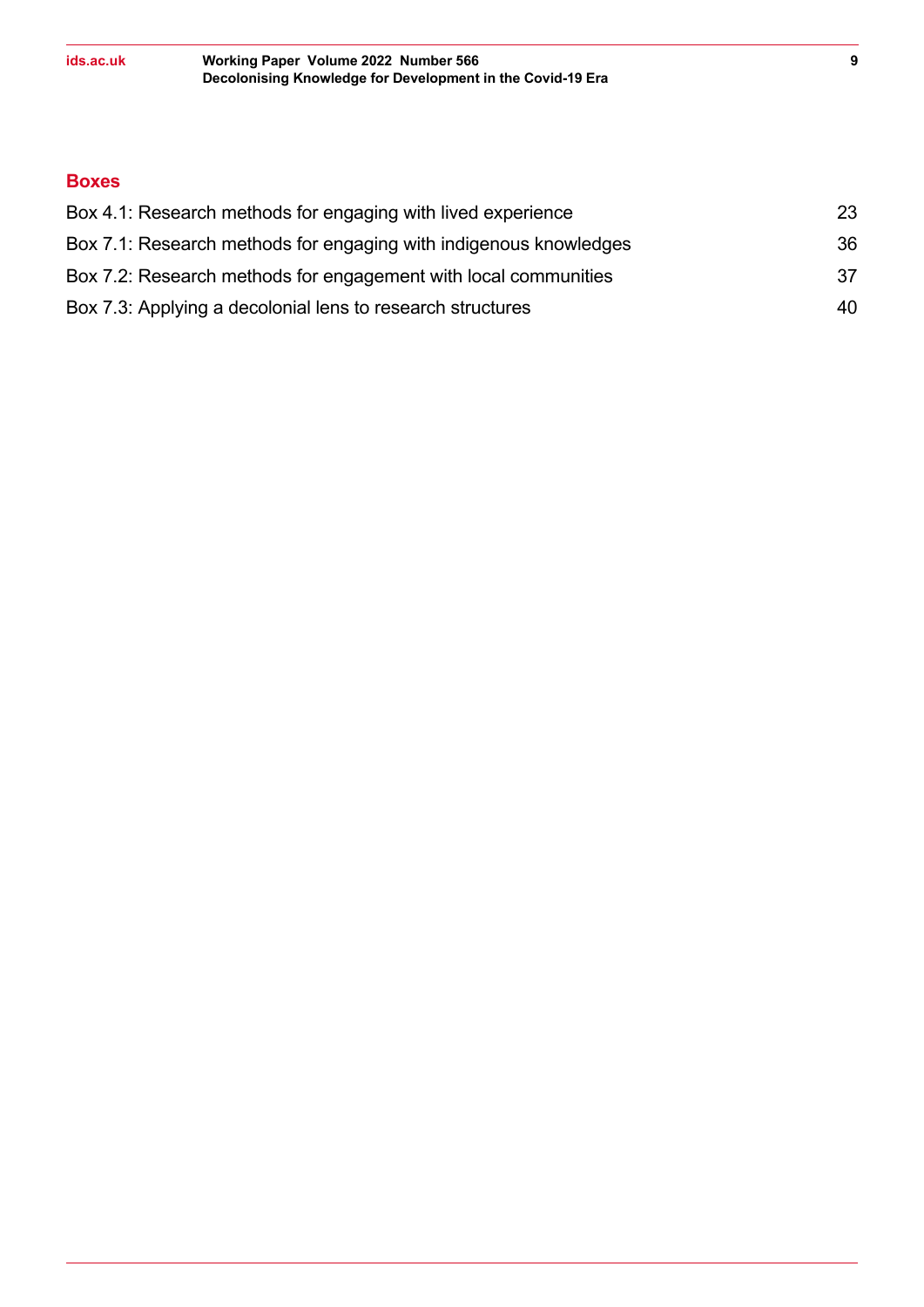## Boxes

| | |
|---|---|
| Box 4.1: Research methods for engaging with lived experience | 23 |
| Box 7.1: Research methods for engaging with indigenous knowledges | 36 |
| Box 7.2: Research methods for engagement with local communities | 37 |
| Box 7.3: Applying a decolonial lens to research structures | 40 |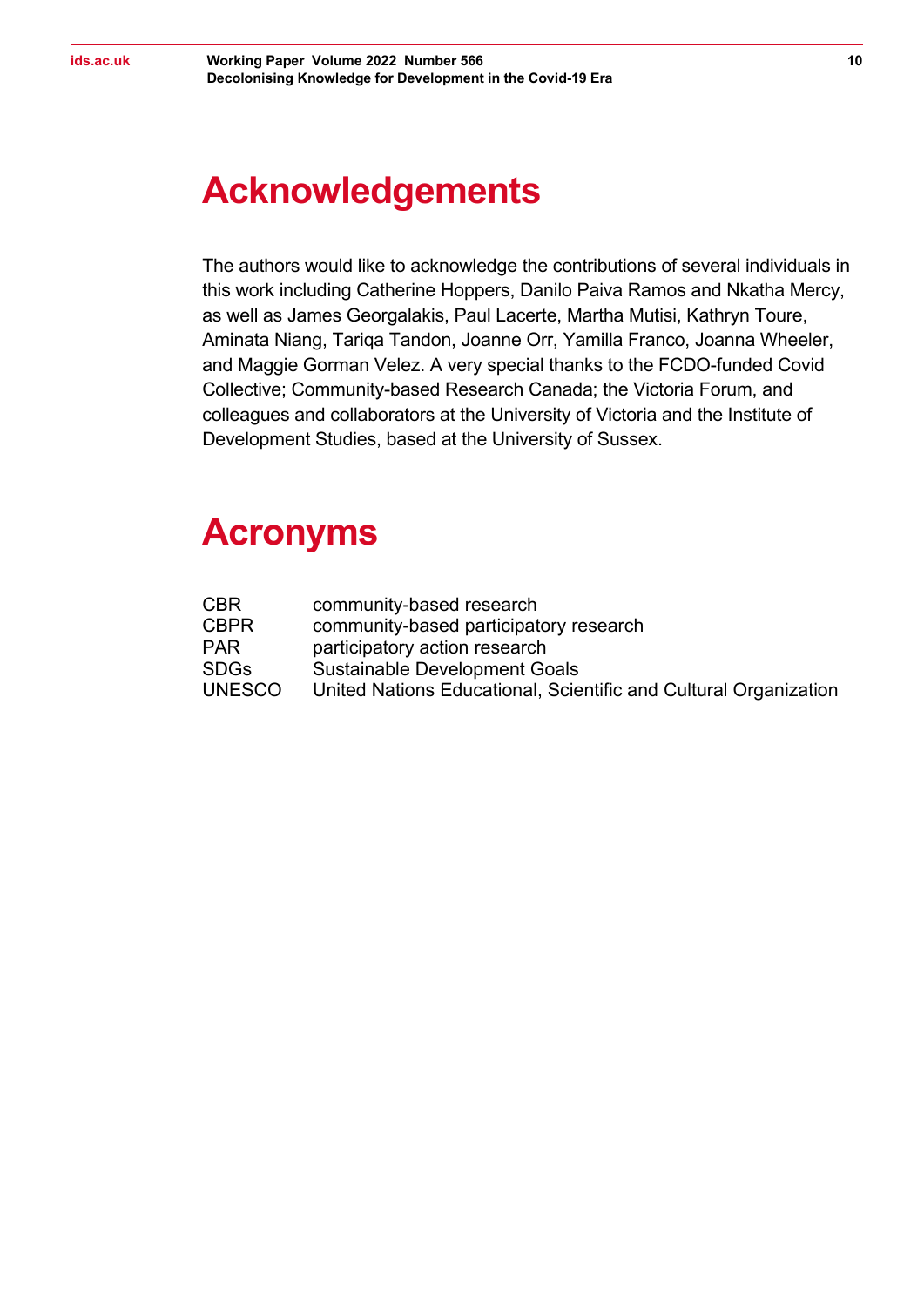# Acknowledgements

The authors would like to acknowledge the contributions of several individuals in this work including Catherine Hoppers, Danilo Paiva Ramos and Nkatha Mercy, as well as James Georgalakis, Paul Lacerte, Martha Mutisi, Kathryn Toure, Aminata Niang, Tariqa Tandon, Joanne Orr, Yamilla Franco, Joanna Wheeler, and Maggie Gorman Velez. A very special thanks to the FCDO-funded Covid Collective; Community-based Research Canada; the Victoria Forum, and colleagues and collaborators at the University of Victoria and the Institute of Development Studies, based at the University of Sussex.

# Acronyms

| | |
|---|---|
| CBR | community-based research |
| CBPR | community-based participatory research |
| PAR | participatory action research |
| SDGs | Sustainable Development Goals |
| UNESCO | United Nations Educational, Scientific and Cultural Organization |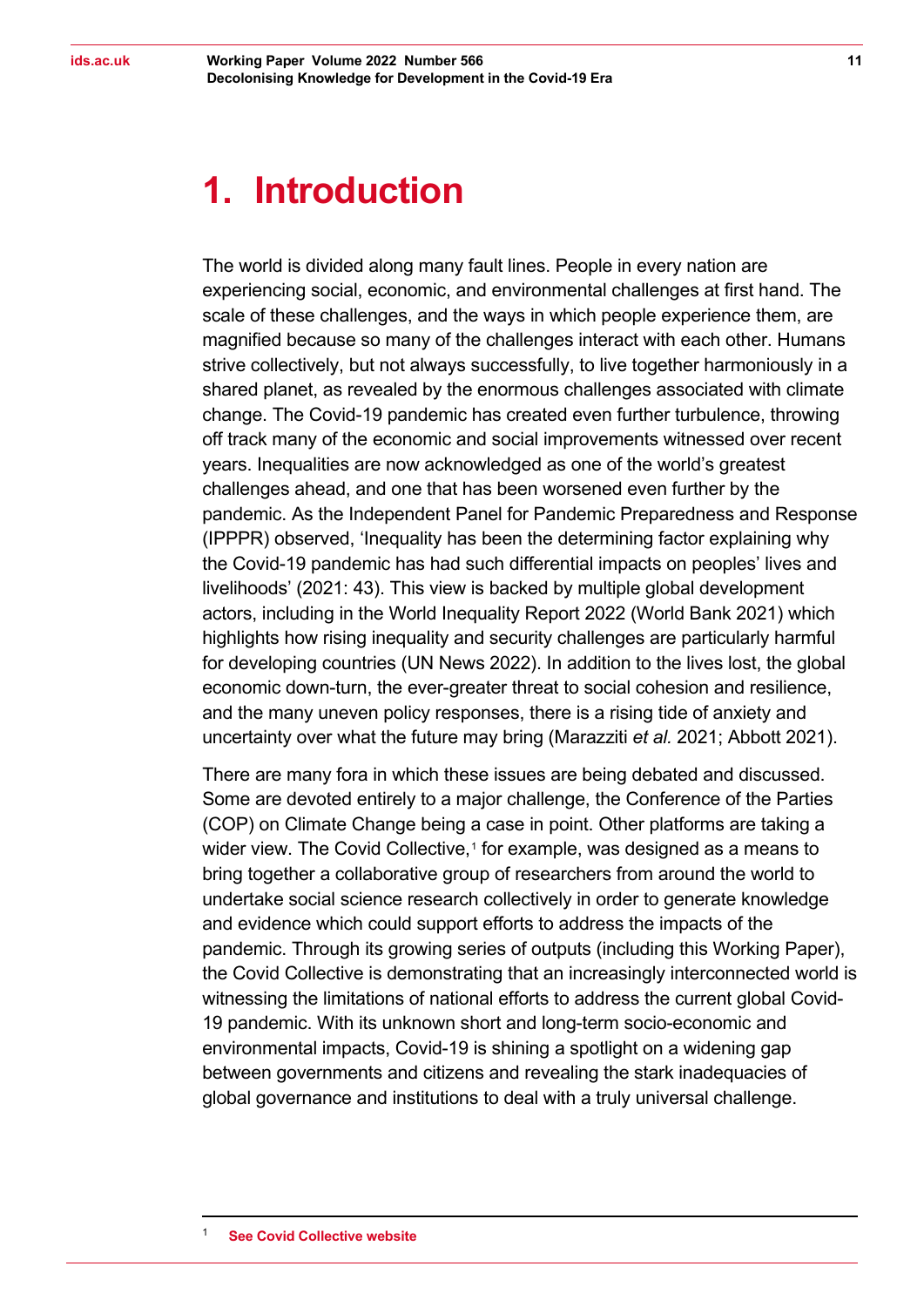# 1. Introduction

The world is divided along many fault lines. People in every nation are experiencing social, economic, and environmental challenges at first hand. The scale of these challenges, and the ways in which people experience them, are magnified because so many of the challenges interact with each other. Humans strive collectively, but not always successfully, to live together harmoniously in a shared planet, as revealed by the enormous challenges associated with climate change. The Covid-19 pandemic has created even further turbulence, throwing off track many of the economic and social improvements witnessed over recent years. Inequalities are now acknowledged as one of the world's greatest challenges ahead, and one that has been worsened even further by the pandemic. As the Independent Panel for Pandemic Preparedness and Response (IPPPR) observed, 'Inequality has been the determining factor explaining why the Covid-19 pandemic has had such differential impacts on peoples' lives and livelihoods' (2021: 43). This view is backed by multiple global development actors, including in the World Inequality Report 2022 (World Bank 2021) which highlights how rising inequality and security challenges are particularly harmful for developing countries (UN News 2022). In addition to the lives lost, the global economic down-turn, the ever-greater threat to social cohesion and resilience, and the many uneven policy responses, there is a rising tide of anxiety and uncertainty over what the future may bring (Marazziti *et al.* 2021; Abbott 2021).

There are many fora in which these issues are being debated and discussed. Some are devoted entirely to a major challenge, the Conference of the Parties (COP) on Climate Change being a case in point. Other platforms are taking a wider view. The Covid Collective,[1] for example, was designed as a means to bring together a collaborative group of researchers from around the world to undertake social science research collectively in order to generate knowledge and evidence which could support efforts to address the impacts of the pandemic. Through its growing series of outputs (including this Working Paper), the Covid Collective is demonstrating that an increasingly interconnected world is witnessing the limitations of national efforts to address the current global Covid-19 pandemic. With its unknown short and long-term socio-economic and environmental impacts, Covid-19 is shining a spotlight on a widening gap between governments and citizens and revealing the stark inadequacies of global governance and institutions to deal with a truly universal challenge.

---

[1] **See Covid Collective website**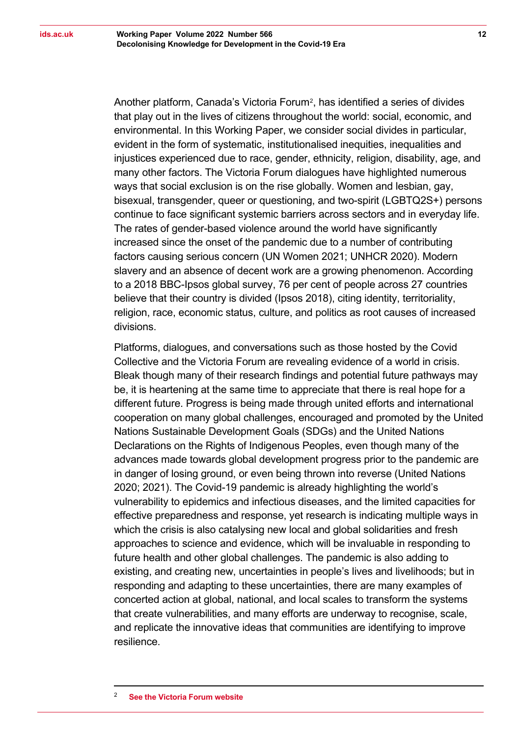Another platform, Canada's Victoria Forum[2], has identified a series of divides that play out in the lives of citizens throughout the world: social, economic, and environmental. In this Working Paper, we consider social divides in particular, evident in the form of systematic, institutionalised inequities, inequalities and injustices experienced due to race, gender, ethnicity, religion, disability, age, and many other factors. The Victoria Forum dialogues have highlighted numerous ways that social exclusion is on the rise globally. Women and lesbian, gay, bisexual, transgender, queer or questioning, and two-spirit (LGBTQ2S+) persons continue to face significant systemic barriers across sectors and in everyday life. The rates of gender-based violence around the world have significantly increased since the onset of the pandemic due to a number of contributing factors causing serious concern (UN Women 2021; UNHCR 2020). Modern slavery and an absence of decent work are a growing phenomenon. According to a 2018 BBC-Ipsos global survey, 76 per cent of people across 27 countries believe that their country is divided (Ipsos 2018), citing identity, territoriality, religion, race, economic status, culture, and politics as root causes of increased divisions.

Platforms, dialogues, and conversations such as those hosted by the Covid Collective and the Victoria Forum are revealing evidence of a world in crisis. Bleak though many of their research findings and potential future pathways may be, it is heartening at the same time to appreciate that there is real hope for a different future. Progress is being made through united efforts and international cooperation on many global challenges, encouraged and promoted by the United Nations Sustainable Development Goals (SDGs) and the United Nations Declarations on the Rights of Indigenous Peoples, even though many of the advances made towards global development progress prior to the pandemic are in danger of losing ground, or even being thrown into reverse (United Nations 2020; 2021). The Covid-19 pandemic is already highlighting the world's vulnerability to epidemics and infectious diseases, and the limited capacities for effective preparedness and response, yet research is indicating multiple ways in which the crisis is also catalysing new local and global solidarities and fresh approaches to science and evidence, which will be invaluable in responding to future health and other global challenges. The pandemic is also adding to existing, and creating new, uncertainties in people's lives and livelihoods; but in responding and adapting to these uncertainties, there are many examples of concerted action at global, national, and local scales to transform the systems that create vulnerabilities, and many efforts are underway to recognise, scale, and replicate the innovative ideas that communities are identifying to improve resilience.

---

[2] **See the Victoria Forum website**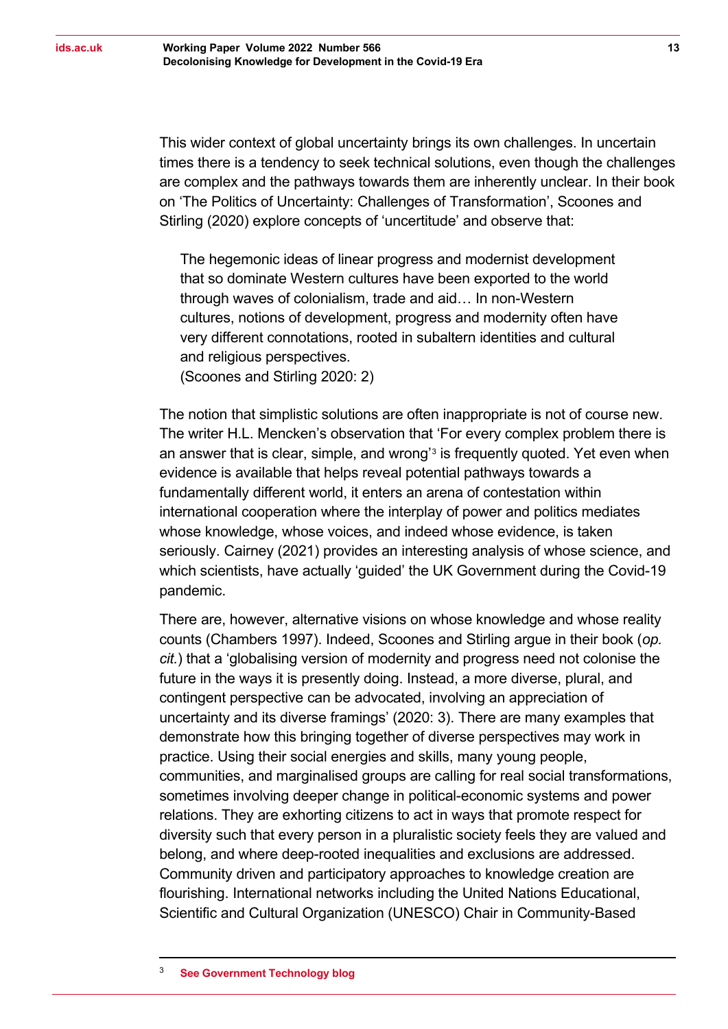This wider context of global uncertainty brings its own challenges. In uncertain times there is a tendency to seek technical solutions, even though the challenges are complex and the pathways towards them are inherently unclear. In their book on 'The Politics of Uncertainty: Challenges of Transformation', Scoones and Stirling (2020) explore concepts of 'uncertitude' and observe that:

> The hegemonic ideas of linear progress and modernist development that so dominate Western cultures have been exported to the world through waves of colonialism, trade and aid… In non-Western cultures, notions of development, progress and modernity often have very different connotations, rooted in subaltern identities and cultural and religious perspectives.
> (Scoones and Stirling 2020: 2)

The notion that simplistic solutions are often inappropriate is not of course new. The writer H.L. Mencken's observation that 'For every complex problem there is an answer that is clear, simple, and wrong'[3] is frequently quoted. Yet even when evidence is available that helps reveal potential pathways towards a fundamentally different world, it enters an arena of contestation within international cooperation where the interplay of power and politics mediates whose knowledge, whose voices, and indeed whose evidence, is taken seriously. Cairney (2021) provides an interesting analysis of whose science, and which scientists, have actually 'guided' the UK Government during the Covid-19 pandemic.

There are, however, alternative visions on whose knowledge and whose reality counts (Chambers 1997). Indeed, Scoones and Stirling argue in their book (*op. cit.*) that a 'globalising version of modernity and progress need not colonise the future in the ways it is presently doing. Instead, a more diverse, plural, and contingent perspective can be advocated, involving an appreciation of uncertainty and its diverse framings' (2020: 3). There are many examples that demonstrate how this bringing together of diverse perspectives may work in practice. Using their social energies and skills, many young people, communities, and marginalised groups are calling for real social transformations, sometimes involving deeper change in political-economic systems and power relations. They are exhorting citizens to act in ways that promote respect for diversity such that every person in a pluralistic society feels they are valued and belong, and where deep-rooted inequalities and exclusions are addressed. Community driven and participatory approaches to knowledge creation are flourishing. International networks including the United Nations Educational, Scientific and Cultural Organization (UNESCO) Chair in Community-Based

---

[3] **See Government Technology blog**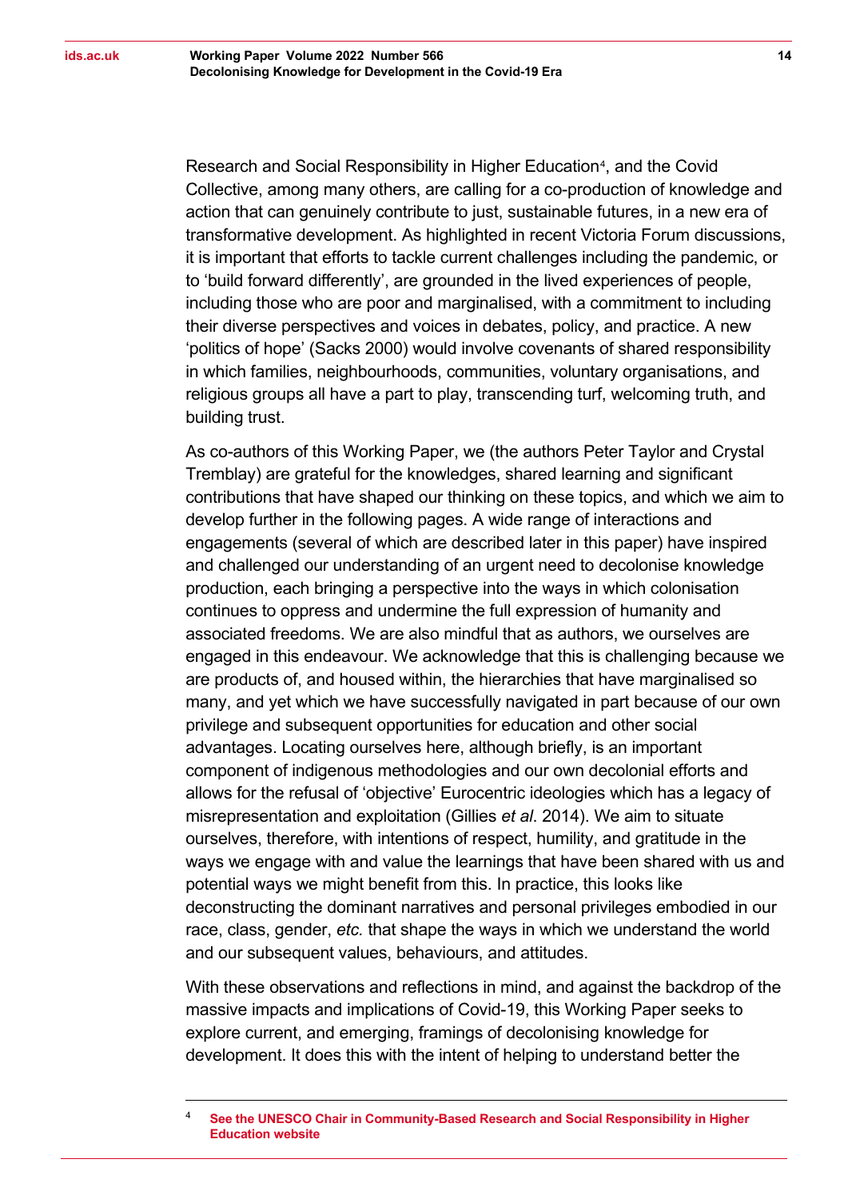Research and Social Responsibility in Higher Education[4], and the Covid Collective, among many others, are calling for a co-production of knowledge and action that can genuinely contribute to just, sustainable futures, in a new era of transformative development. As highlighted in recent Victoria Forum discussions, it is important that efforts to tackle current challenges including the pandemic, or to 'build forward differently', are grounded in the lived experiences of people, including those who are poor and marginalised, with a commitment to including their diverse perspectives and voices in debates, policy, and practice. A new 'politics of hope' (Sacks 2000) would involve covenants of shared responsibility in which families, neighbourhoods, communities, voluntary organisations, and religious groups all have a part to play, transcending turf, welcoming truth, and building trust.

As co-authors of this Working Paper, we (the authors Peter Taylor and Crystal Tremblay) are grateful for the knowledges, shared learning and significant contributions that have shaped our thinking on these topics, and which we aim to develop further in the following pages. A wide range of interactions and engagements (several of which are described later in this paper) have inspired and challenged our understanding of an urgent need to decolonise knowledge production, each bringing a perspective into the ways in which colonisation continues to oppress and undermine the full expression of humanity and associated freedoms. We are also mindful that as authors, we ourselves are engaged in this endeavour. We acknowledge that this is challenging because we are products of, and housed within, the hierarchies that have marginalised so many, and yet which we have successfully navigated in part because of our own privilege and subsequent opportunities for education and other social advantages. Locating ourselves here, although briefly, is an important component of indigenous methodologies and our own decolonial efforts and allows for the refusal of 'objective' Eurocentric ideologies which has a legacy of misrepresentation and exploitation (Gillies *et al*. 2014). We aim to situate ourselves, therefore, with intentions of respect, humility, and gratitude in the ways we engage with and value the learnings that have been shared with us and potential ways we might benefit from this. In practice, this looks like deconstructing the dominant narratives and personal privileges embodied in our race, class, gender, *etc.* that shape the ways in which we understand the world and our subsequent values, behaviours, and attitudes.

With these observations and reflections in mind, and against the backdrop of the massive impacts and implications of Covid-19, this Working Paper seeks to explore current, and emerging, framings of decolonising knowledge for development. It does this with the intent of helping to understand better the

---

[4] **See the UNESCO Chair in Community-Based Research and Social Responsibility in Higher Education website**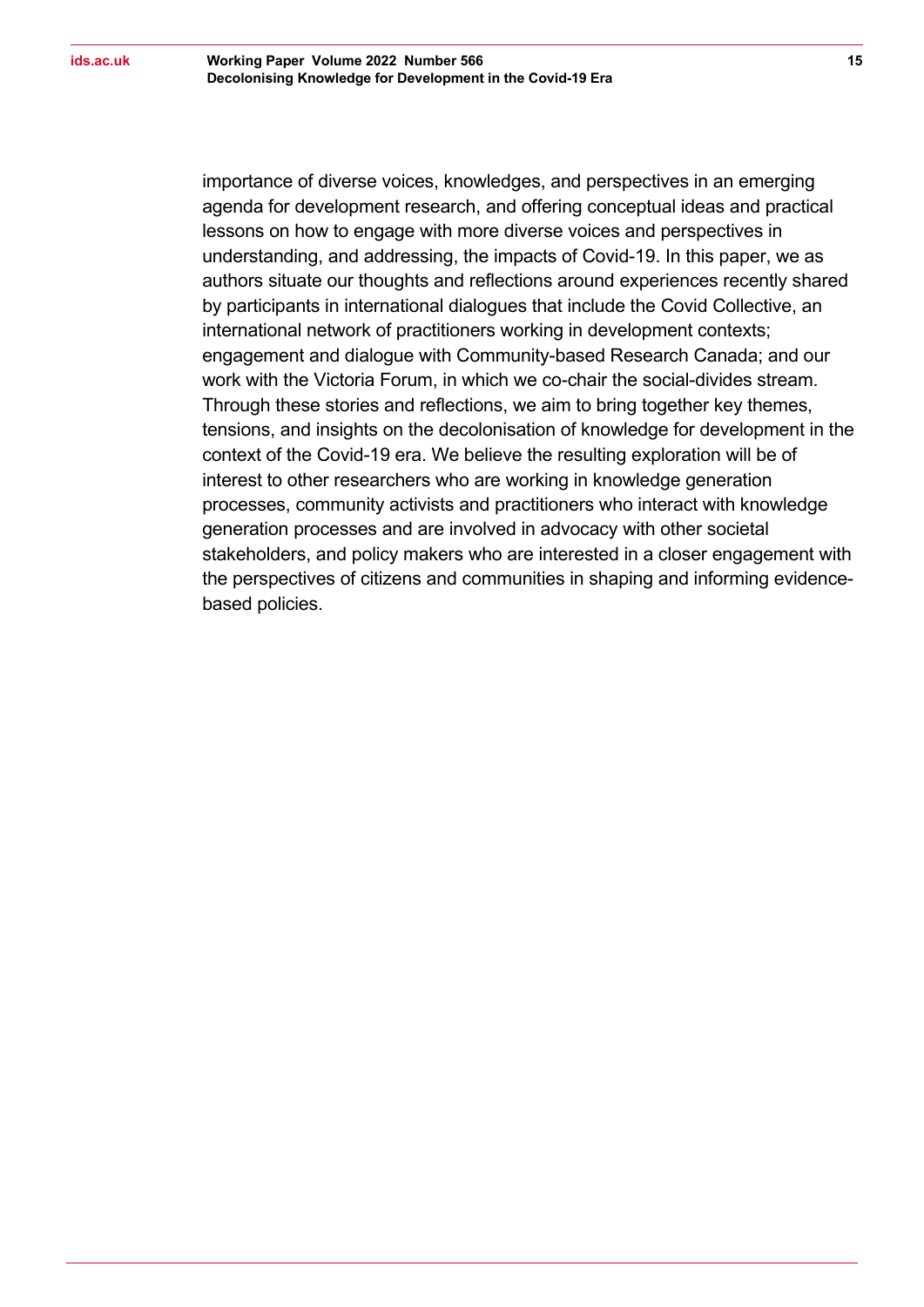importance of diverse voices, knowledges, and perspectives in an emerging agenda for development research, and offering conceptual ideas and practical lessons on how to engage with more diverse voices and perspectives in understanding, and addressing, the impacts of Covid-19. In this paper, we as authors situate our thoughts and reflections around experiences recently shared by participants in international dialogues that include the Covid Collective, an international network of practitioners working in development contexts; engagement and dialogue with Community-based Research Canada; and our work with the Victoria Forum, in which we co-chair the social-divides stream. Through these stories and reflections, we aim to bring together key themes, tensions, and insights on the decolonisation of knowledge for development in the context of the Covid-19 era. We believe the resulting exploration will be of interest to other researchers who are working in knowledge generation processes, community activists and practitioners who interact with knowledge generation processes and are involved in advocacy with other societal stakeholders, and policy makers who are interested in a closer engagement with the perspectives of citizens and communities in shaping and informing evidence-based policies.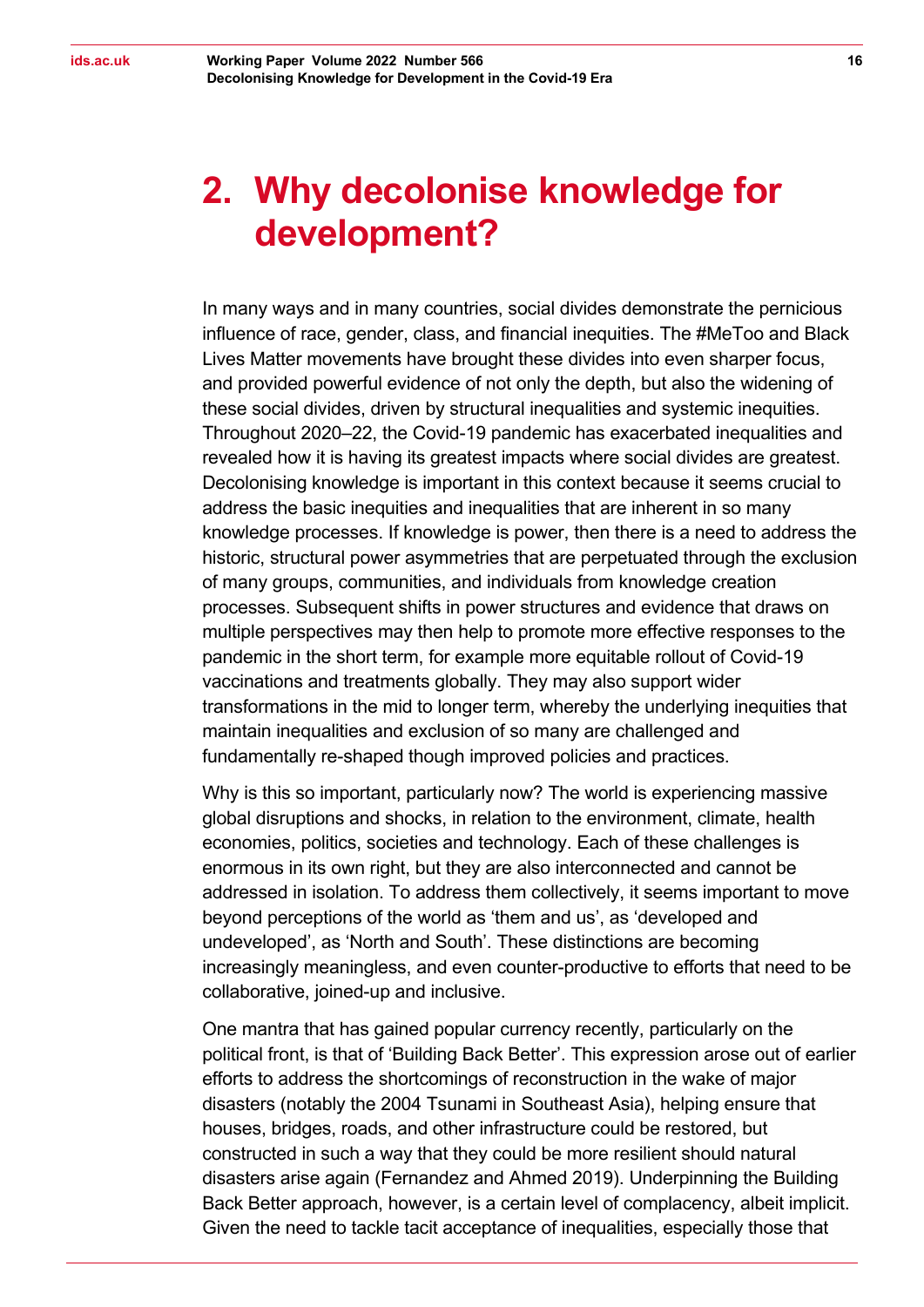# 2. Why decolonise knowledge for development?

In many ways and in many countries, social divides demonstrate the pernicious influence of race, gender, class, and financial inequities. The #MeToo and Black Lives Matter movements have brought these divides into even sharper focus, and provided powerful evidence of not only the depth, but also the widening of these social divides, driven by structural inequalities and systemic inequities. Throughout 2020–22, the Covid-19 pandemic has exacerbated inequalities and revealed how it is having its greatest impacts where social divides are greatest. Decolonising knowledge is important in this context because it seems crucial to address the basic inequities and inequalities that are inherent in so many knowledge processes. If knowledge is power, then there is a need to address the historic, structural power asymmetries that are perpetuated through the exclusion of many groups, communities, and individuals from knowledge creation processes. Subsequent shifts in power structures and evidence that draws on multiple perspectives may then help to promote more effective responses to the pandemic in the short term, for example more equitable rollout of Covid-19 vaccinations and treatments globally. They may also support wider transformations in the mid to longer term, whereby the underlying inequities that maintain inequalities and exclusion of so many are challenged and fundamentally re-shaped though improved policies and practices.

Why is this so important, particularly now? The world is experiencing massive global disruptions and shocks, in relation to the environment, climate, health economies, politics, societies and technology. Each of these challenges is enormous in its own right, but they are also interconnected and cannot be addressed in isolation. To address them collectively, it seems important to move beyond perceptions of the world as 'them and us', as 'developed and undeveloped', as 'North and South'. These distinctions are becoming increasingly meaningless, and even counter-productive to efforts that need to be collaborative, joined-up and inclusive.

One mantra that has gained popular currency recently, particularly on the political front, is that of 'Building Back Better'. This expression arose out of earlier efforts to address the shortcomings of reconstruction in the wake of major disasters (notably the 2004 Tsunami in Southeast Asia), helping ensure that houses, bridges, roads, and other infrastructure could be restored, but constructed in such a way that they could be more resilient should natural disasters arise again (Fernandez and Ahmed 2019). Underpinning the Building Back Better approach, however, is a certain level of complacency, albeit implicit. Given the need to tackle tacit acceptance of inequalities, especially those that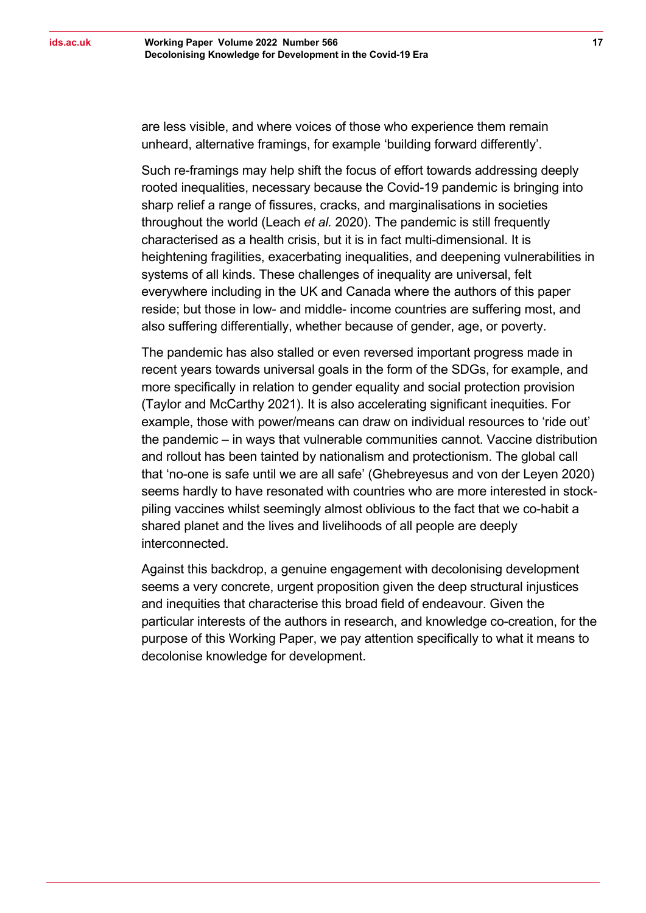are less visible, and where voices of those who experience them remain unheard, alternative framings, for example 'building forward differently'.

Such re-framings may help shift the focus of effort towards addressing deeply rooted inequalities, necessary because the Covid-19 pandemic is bringing into sharp relief a range of fissures, cracks, and marginalisations in societies throughout the world (Leach *et al.* 2020). The pandemic is still frequently characterised as a health crisis, but it is in fact multi-dimensional. It is heightening fragilities, exacerbating inequalities, and deepening vulnerabilities in systems of all kinds. These challenges of inequality are universal, felt everywhere including in the UK and Canada where the authors of this paper reside; but those in low- and middle- income countries are suffering most, and also suffering differentially, whether because of gender, age, or poverty.

The pandemic has also stalled or even reversed important progress made in recent years towards universal goals in the form of the SDGs, for example, and more specifically in relation to gender equality and social protection provision (Taylor and McCarthy 2021). It is also accelerating significant inequities. For example, those with power/means can draw on individual resources to 'ride out' the pandemic – in ways that vulnerable communities cannot. Vaccine distribution and rollout has been tainted by nationalism and protectionism. The global call that 'no-one is safe until we are all safe' (Ghebreyesus and von der Leyen 2020) seems hardly to have resonated with countries who are more interested in stock-piling vaccines whilst seemingly almost oblivious to the fact that we co-habit a shared planet and the lives and livelihoods of all people are deeply interconnected.

Against this backdrop, a genuine engagement with decolonising development seems a very concrete, urgent proposition given the deep structural injustices and inequities that characterise this broad field of endeavour. Given the particular interests of the authors in research, and knowledge co-creation, for the purpose of this Working Paper, we pay attention specifically to what it means to decolonise knowledge for development.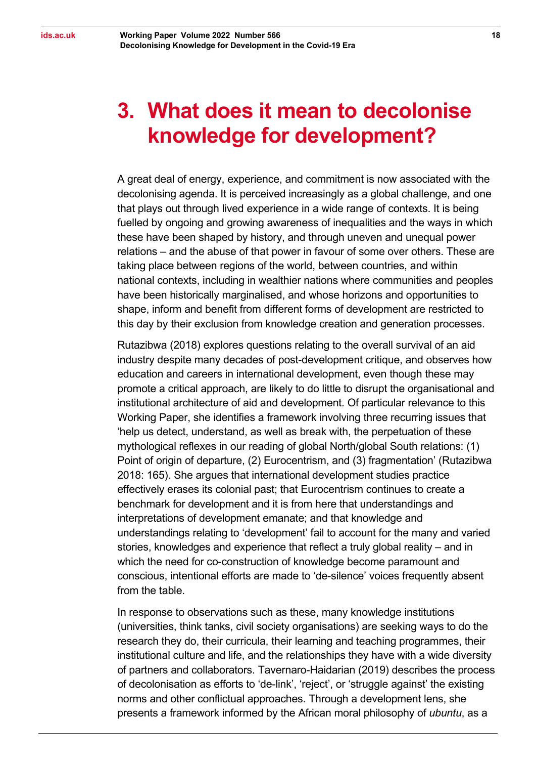# 3. What does it mean to decolonise knowledge for development?

A great deal of energy, experience, and commitment is now associated with the decolonising agenda. It is perceived increasingly as a global challenge, and one that plays out through lived experience in a wide range of contexts. It is being fuelled by ongoing and growing awareness of inequalities and the ways in which these have been shaped by history, and through uneven and unequal power relations – and the abuse of that power in favour of some over others. These are taking place between regions of the world, between countries, and within national contexts, including in wealthier nations where communities and peoples have been historically marginalised, and whose horizons and opportunities to shape, inform and benefit from different forms of development are restricted to this day by their exclusion from knowledge creation and generation processes.

Rutazibwa (2018) explores questions relating to the overall survival of an aid industry despite many decades of post-development critique, and observes how education and careers in international development, even though these may promote a critical approach, are likely to do little to disrupt the organisational and institutional architecture of aid and development. Of particular relevance to this Working Paper, she identifies a framework involving three recurring issues that 'help us detect, understand, as well as break with, the perpetuation of these mythological reflexes in our reading of global North/global South relations: (1) Point of origin of departure, (2) Eurocentrism, and (3) fragmentation' (Rutazibwa 2018: 165). She argues that international development studies practice effectively erases its colonial past; that Eurocentrism continues to create a benchmark for development and it is from here that understandings and interpretations of development emanate; and that knowledge and understandings relating to 'development' fail to account for the many and varied stories, knowledges and experience that reflect a truly global reality – and in which the need for co-construction of knowledge become paramount and conscious, intentional efforts are made to 'de-silence' voices frequently absent from the table.

In response to observations such as these, many knowledge institutions (universities, think tanks, civil society organisations) are seeking ways to do the research they do, their curricula, their learning and teaching programmes, their institutional culture and life, and the relationships they have with a wide diversity of partners and collaborators. Tavernaro-Haidarian (2019) describes the process of decolonisation as efforts to 'de-link', 'reject', or 'struggle against' the existing norms and other conflictual approaches. Through a development lens, she presents a framework informed by the African moral philosophy of *ubuntu*, as a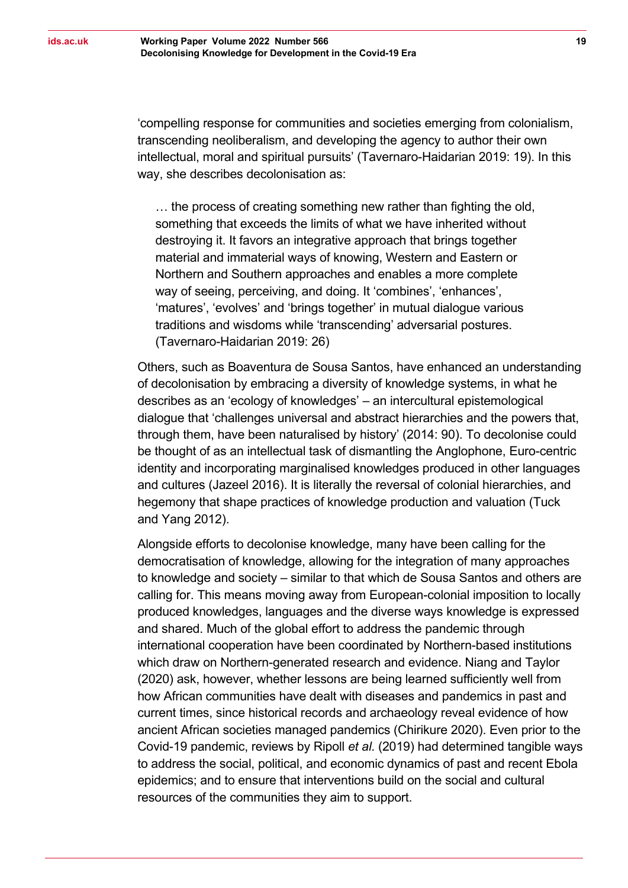'compelling response for communities and societies emerging from colonialism, transcending neoliberalism, and developing the agency to author their own intellectual, moral and spiritual pursuits' (Tavernaro-Haidarian 2019: 19). In this way, she describes decolonisation as:

> … the process of creating something new rather than fighting the old, something that exceeds the limits of what we have inherited without destroying it. It favors an integrative approach that brings together material and immaterial ways of knowing, Western and Eastern or Northern and Southern approaches and enables a more complete way of seeing, perceiving, and doing. It 'combines', 'enhances', 'matures', 'evolves' and 'brings together' in mutual dialogue various traditions and wisdoms while 'transcending' adversarial postures. (Tavernaro-Haidarian 2019: 26)

Others, such as Boaventura de Sousa Santos, have enhanced an understanding of decolonisation by embracing a diversity of knowledge systems, in what he describes as an 'ecology of knowledges' – an intercultural epistemological dialogue that 'challenges universal and abstract hierarchies and the powers that, through them, have been naturalised by history' (2014: 90). To decolonise could be thought of as an intellectual task of dismantling the Anglophone, Euro-centric identity and incorporating marginalised knowledges produced in other languages and cultures (Jazeel 2016). It is literally the reversal of colonial hierarchies, and hegemony that shape practices of knowledge production and valuation (Tuck and Yang 2012).

Alongside efforts to decolonise knowledge, many have been calling for the democratisation of knowledge, allowing for the integration of many approaches to knowledge and society – similar to that which de Sousa Santos and others are calling for. This means moving away from European-colonial imposition to locally produced knowledges, languages and the diverse ways knowledge is expressed and shared. Much of the global effort to address the pandemic through international cooperation have been coordinated by Northern-based institutions which draw on Northern-generated research and evidence. Niang and Taylor (2020) ask, however, whether lessons are being learned sufficiently well from how African communities have dealt with diseases and pandemics in past and current times, since historical records and archaeology reveal evidence of how ancient African societies managed pandemics (Chirikure 2020). Even prior to the Covid-19 pandemic, reviews by Ripoll *et al.* (2019) had determined tangible ways to address the social, political, and economic dynamics of past and recent Ebola epidemics; and to ensure that interventions build on the social and cultural resources of the communities they aim to support.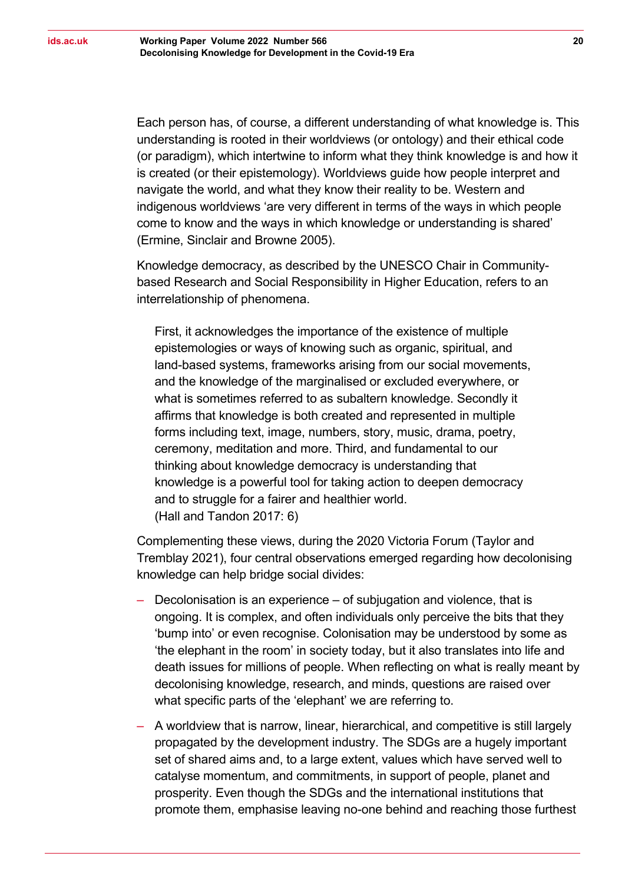Each person has, of course, a different understanding of what knowledge is. This understanding is rooted in their worldviews (or ontology) and their ethical code (or paradigm), which intertwine to inform what they think knowledge is and how it is created (or their epistemology). Worldviews guide how people interpret and navigate the world, and what they know their reality to be. Western and indigenous worldviews 'are very different in terms of the ways in which people come to know and the ways in which knowledge or understanding is shared' (Ermine, Sinclair and Browne 2005).

Knowledge democracy, as described by the UNESCO Chair in Community-based Research and Social Responsibility in Higher Education, refers to an interrelationship of phenomena.

> First, it acknowledges the importance of the existence of multiple epistemologies or ways of knowing such as organic, spiritual, and land-based systems, frameworks arising from our social movements, and the knowledge of the marginalised or excluded everywhere, or what is sometimes referred to as subaltern knowledge. Secondly it affirms that knowledge is both created and represented in multiple forms including text, image, numbers, story, music, drama, poetry, ceremony, meditation and more. Third, and fundamental to our thinking about knowledge democracy is understanding that knowledge is a powerful tool for taking action to deepen democracy and to struggle for a fairer and healthier world.
> (Hall and Tandon 2017: 6)

Complementing these views, during the 2020 Victoria Forum (Taylor and Tremblay 2021), four central observations emerged regarding how decolonising knowledge can help bridge social divides:

- Decolonisation is an experience – of subjugation and violence, that is ongoing. It is complex, and often individuals only perceive the bits that they 'bump into' or even recognise. Colonisation may be understood by some as 'the elephant in the room' in society today, but it also translates into life and death issues for millions of people. When reflecting on what is really meant by decolonising knowledge, research, and minds, questions are raised over what specific parts of the 'elephant' we are referring to.
- A worldview that is narrow, linear, hierarchical, and competitive is still largely propagated by the development industry. The SDGs are a hugely important set of shared aims and, to a large extent, values which have served well to catalyse momentum, and commitments, in support of people, planet and prosperity. Even though the SDGs and the international institutions that promote them, emphasise leaving no-one behind and reaching those furthest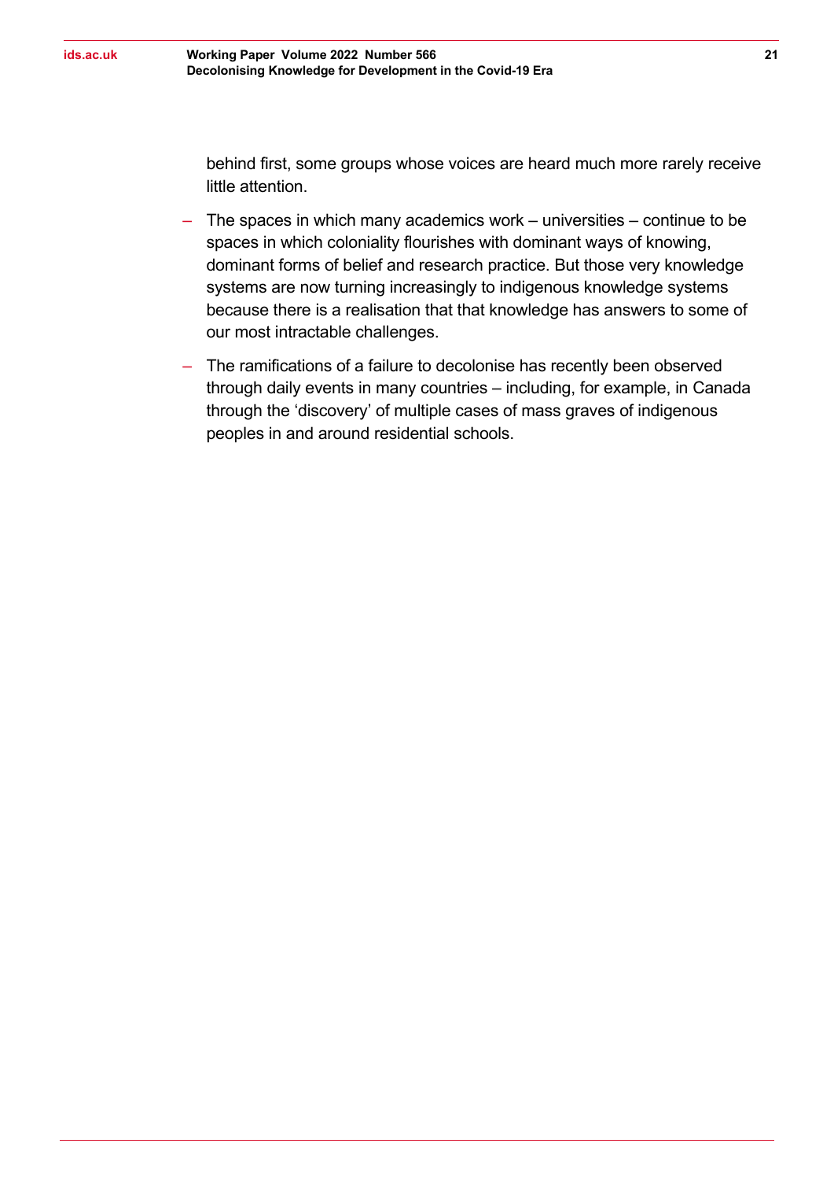behind first, some groups whose voices are heard much more rarely receive little attention.

- The spaces in which many academics work – universities – continue to be spaces in which coloniality flourishes with dominant ways of knowing, dominant forms of belief and research practice. But those very knowledge systems are now turning increasingly to indigenous knowledge systems because there is a realisation that that knowledge has answers to some of our most intractable challenges.
- The ramifications of a failure to decolonise has recently been observed through daily events in many countries – including, for example, in Canada through the 'discovery' of multiple cases of mass graves of indigenous peoples in and around residential schools.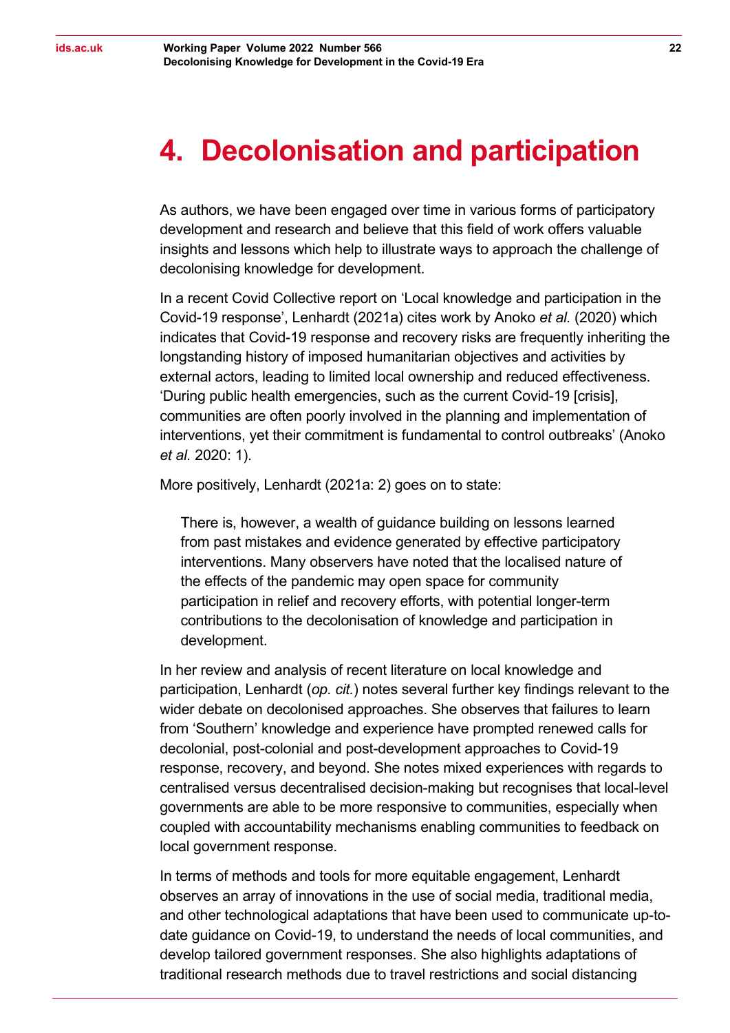# 4. Decolonisation and participation

As authors, we have been engaged over time in various forms of participatory development and research and believe that this field of work offers valuable insights and lessons which help to illustrate ways to approach the challenge of decolonising knowledge for development.

In a recent Covid Collective report on 'Local knowledge and participation in the Covid-19 response', Lenhardt (2021a) cites work by Anoko *et al.* (2020) which indicates that Covid-19 response and recovery risks are frequently inheriting the longstanding history of imposed humanitarian objectives and activities by external actors, leading to limited local ownership and reduced effectiveness. 'During public health emergencies, such as the current Covid-19 [crisis], communities are often poorly involved in the planning and implementation of interventions, yet their commitment is fundamental to control outbreaks' (Anoko *et al.* 2020: 1).

More positively, Lenhardt (2021a: 2) goes on to state:

> There is, however, a wealth of guidance building on lessons learned from past mistakes and evidence generated by effective participatory interventions. Many observers have noted that the localised nature of the effects of the pandemic may open space for community participation in relief and recovery efforts, with potential longer-term contributions to the decolonisation of knowledge and participation in development.

In her review and analysis of recent literature on local knowledge and participation, Lenhardt (*op. cit.*) notes several further key findings relevant to the wider debate on decolonised approaches. She observes that failures to learn from 'Southern' knowledge and experience have prompted renewed calls for decolonial, post-colonial and post-development approaches to Covid-19 response, recovery, and beyond. She notes mixed experiences with regards to centralised versus decentralised decision-making but recognises that local-level governments are able to be more responsive to communities, especially when coupled with accountability mechanisms enabling communities to feedback on local government response.

In terms of methods and tools for more equitable engagement, Lenhardt observes an array of innovations in the use of social media, traditional media, and other technological adaptations that have been used to communicate up-to-date guidance on Covid-19, to understand the needs of local communities, and develop tailored government responses. She also highlights adaptations of traditional research methods due to travel restrictions and social distancing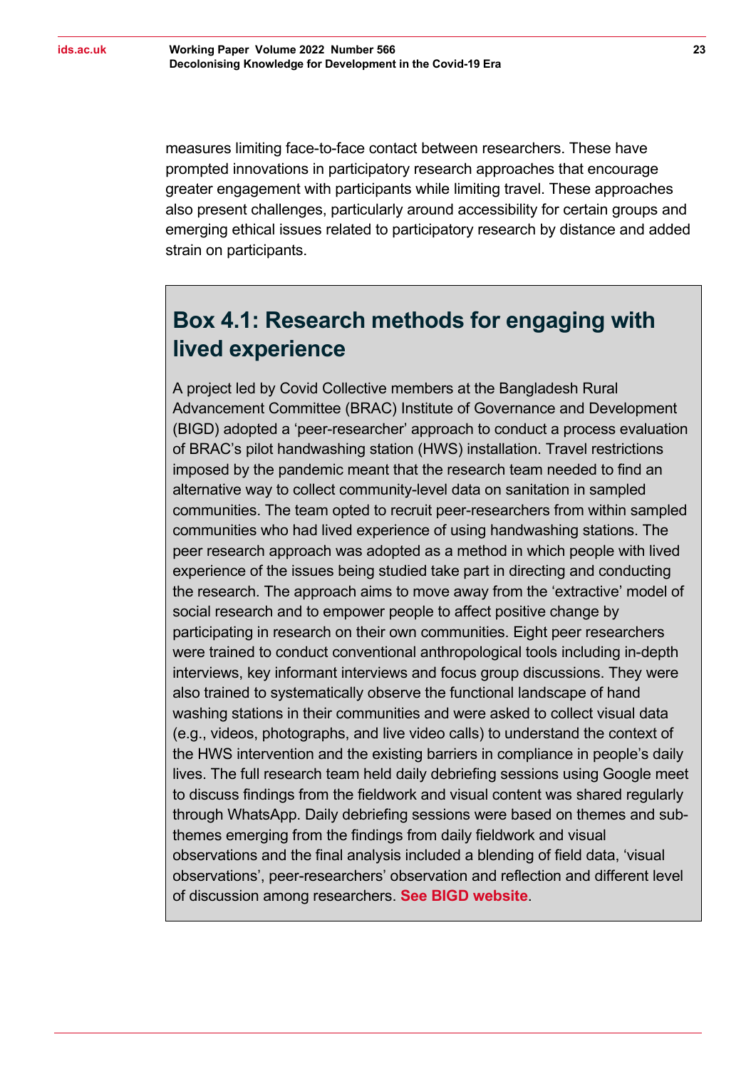measures limiting face-to-face contact between researchers. These have prompted innovations in participatory research approaches that encourage greater engagement with participants while limiting travel. These approaches also present challenges, particularly around accessibility for certain groups and emerging ethical issues related to participatory research by distance and added strain on participants.

## Box 4.1: Research methods for engaging with lived experience

A project led by Covid Collective members at the Bangladesh Rural Advancement Committee (BRAC) Institute of Governance and Development (BIGD) adopted a 'peer-researcher' approach to conduct a process evaluation of BRAC's pilot handwashing station (HWS) installation. Travel restrictions imposed by the pandemic meant that the research team needed to find an alternative way to collect community-level data on sanitation in sampled communities. The team opted to recruit peer-researchers from within sampled communities who had lived experience of using handwashing stations. The peer research approach was adopted as a method in which people with lived experience of the issues being studied take part in directing and conducting the research. The approach aims to move away from the 'extractive' model of social research and to empower people to affect positive change by participating in research on their own communities. Eight peer researchers were trained to conduct conventional anthropological tools including in-depth interviews, key informant interviews and focus group discussions. They were also trained to systematically observe the functional landscape of hand washing stations in their communities and were asked to collect visual data (e.g., videos, photographs, and live video calls) to understand the context of the HWS intervention and the existing barriers in compliance in people's daily lives. The full research team held daily debriefing sessions using Google meet to discuss findings from the fieldwork and visual content was shared regularly through WhatsApp. Daily debriefing sessions were based on themes and sub-themes emerging from the findings from daily fieldwork and visual observations and the final analysis included a blending of field data, 'visual observations', peer-researchers' observation and reflection and different level of discussion among researchers. **See BIGD website**.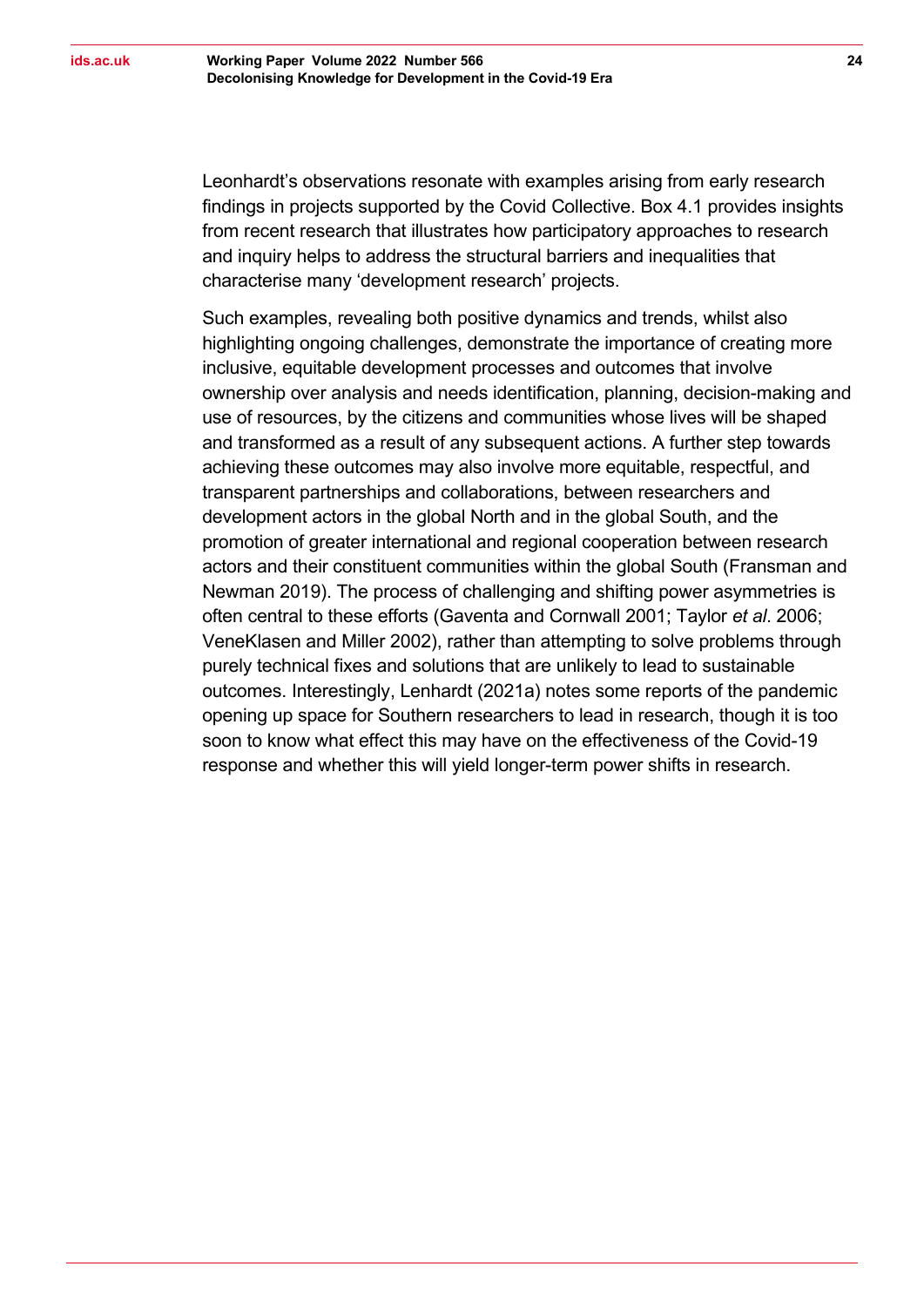Leonhardt's observations resonate with examples arising from early research findings in projects supported by the Covid Collective. Box 4.1 provides insights from recent research that illustrates how participatory approaches to research and inquiry helps to address the structural barriers and inequalities that characterise many 'development research' projects.

Such examples, revealing both positive dynamics and trends, whilst also highlighting ongoing challenges, demonstrate the importance of creating more inclusive, equitable development processes and outcomes that involve ownership over analysis and needs identification, planning, decision-making and use of resources, by the citizens and communities whose lives will be shaped and transformed as a result of any subsequent actions. A further step towards achieving these outcomes may also involve more equitable, respectful, and transparent partnerships and collaborations, between researchers and development actors in the global North and in the global South, and the promotion of greater international and regional cooperation between research actors and their constituent communities within the global South (Fransman and Newman 2019). The process of challenging and shifting power asymmetries is often central to these efforts (Gaventa and Cornwall 2001; Taylor *et al*. 2006; VeneKlasen and Miller 2002), rather than attempting to solve problems through purely technical fixes and solutions that are unlikely to lead to sustainable outcomes. Interestingly, Lenhardt (2021a) notes some reports of the pandemic opening up space for Southern researchers to lead in research, though it is too soon to know what effect this may have on the effectiveness of the Covid-19 response and whether this will yield longer-term power shifts in research.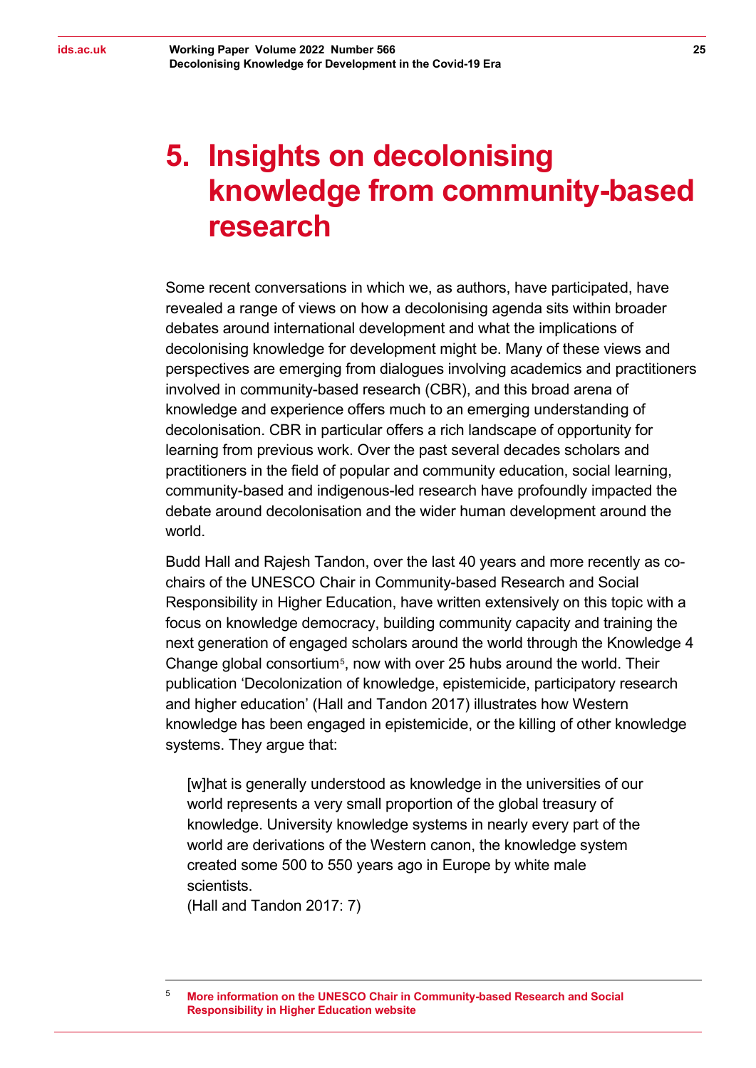# 5. Insights on decolonising knowledge from community-based research

Some recent conversations in which we, as authors, have participated, have revealed a range of views on how a decolonising agenda sits within broader debates around international development and what the implications of decolonising knowledge for development might be. Many of these views and perspectives are emerging from dialogues involving academics and practitioners involved in community-based research (CBR), and this broad arena of knowledge and experience offers much to an emerging understanding of decolonisation. CBR in particular offers a rich landscape of opportunity for learning from previous work. Over the past several decades scholars and practitioners in the field of popular and community education, social learning, community-based and indigenous-led research have profoundly impacted the debate around decolonisation and the wider human development around the world.

Budd Hall and Rajesh Tandon, over the last 40 years and more recently as co-chairs of the UNESCO Chair in Community-based Research and Social Responsibility in Higher Education, have written extensively on this topic with a focus on knowledge democracy, building community capacity and training the next generation of engaged scholars around the world through the Knowledge 4 Change global consortium[5], now with over 25 hubs around the world. Their publication 'Decolonization of knowledge, epistemicide, participatory research and higher education' (Hall and Tandon 2017) illustrates how Western knowledge has been engaged in epistemicide, or the killing of other knowledge systems. They argue that:

> [w]hat is generally understood as knowledge in the universities of our world represents a very small proportion of the global treasury of knowledge. University knowledge systems in nearly every part of the world are derivations of the Western canon, the knowledge system created some 500 to 550 years ago in Europe by white male scientists.
> (Hall and Tandon 2017: 7)

[5] **More information on the UNESCO Chair in Community-based Research and Social Responsibility in Higher Education website**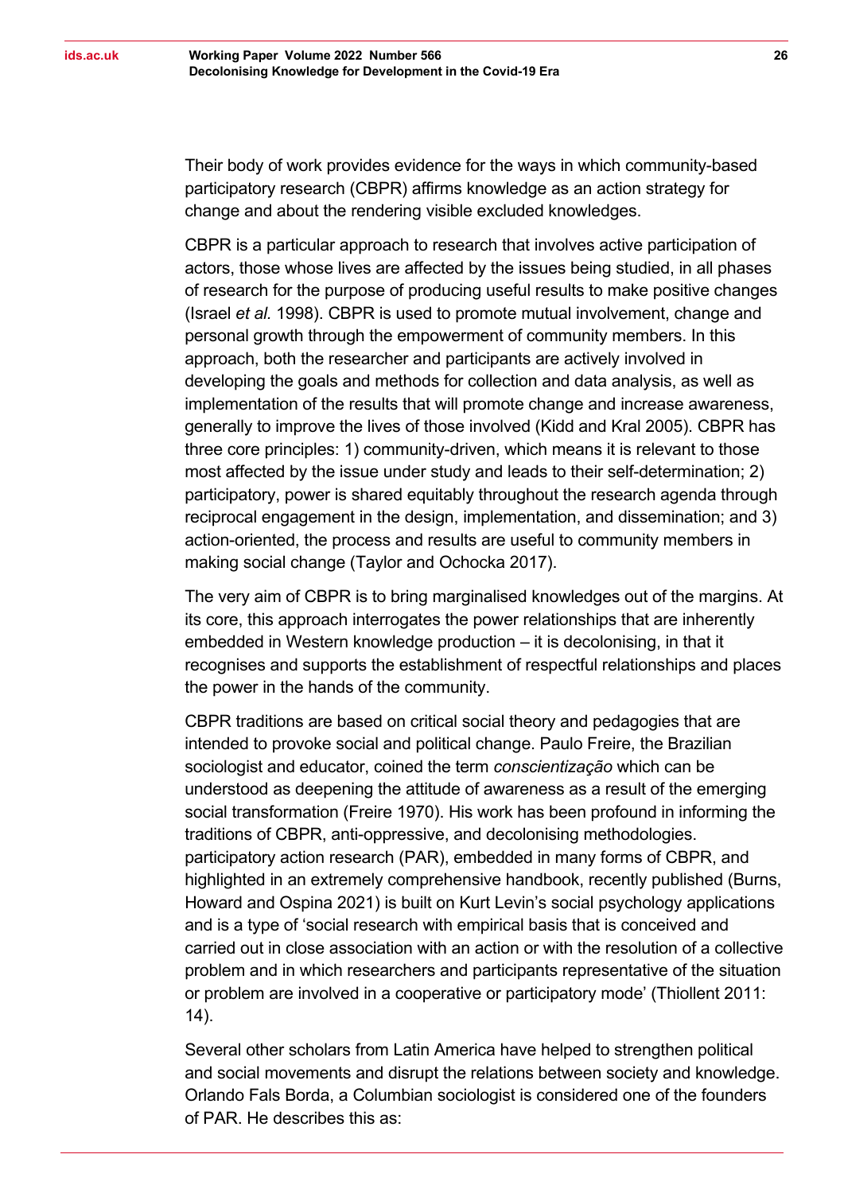Their body of work provides evidence for the ways in which community-based participatory research (CBPR) affirms knowledge as an action strategy for change and about the rendering visible excluded knowledges.

CBPR is a particular approach to research that involves active participation of actors, those whose lives are affected by the issues being studied, in all phases of research for the purpose of producing useful results to make positive changes (Israel *et al.* 1998). CBPR is used to promote mutual involvement, change and personal growth through the empowerment of community members. In this approach, both the researcher and participants are actively involved in developing the goals and methods for collection and data analysis, as well as implementation of the results that will promote change and increase awareness, generally to improve the lives of those involved (Kidd and Kral 2005). CBPR has three core principles: 1) community-driven, which means it is relevant to those most affected by the issue under study and leads to their self-determination; 2) participatory, power is shared equitably throughout the research agenda through reciprocal engagement in the design, implementation, and dissemination; and 3) action-oriented, the process and results are useful to community members in making social change (Taylor and Ochocka 2017).

The very aim of CBPR is to bring marginalised knowledges out of the margins. At its core, this approach interrogates the power relationships that are inherently embedded in Western knowledge production – it is decolonising, in that it recognises and supports the establishment of respectful relationships and places the power in the hands of the community.

CBPR traditions are based on critical social theory and pedagogies that are intended to provoke social and political change. Paulo Freire, the Brazilian sociologist and educator, coined the term *conscientização* which can be understood as deepening the attitude of awareness as a result of the emerging social transformation (Freire 1970). His work has been profound in informing the traditions of CBPR, anti-oppressive, and decolonising methodologies. participatory action research (PAR), embedded in many forms of CBPR, and highlighted in an extremely comprehensive handbook, recently published (Burns, Howard and Ospina 2021) is built on Kurt Levin's social psychology applications and is a type of 'social research with empirical basis that is conceived and carried out in close association with an action or with the resolution of a collective problem and in which researchers and participants representative of the situation or problem are involved in a cooperative or participatory mode' (Thiollent 2011: 14).

Several other scholars from Latin America have helped to strengthen political and social movements and disrupt the relations between society and knowledge. Orlando Fals Borda, a Columbian sociologist is considered one of the founders of PAR. He describes this as: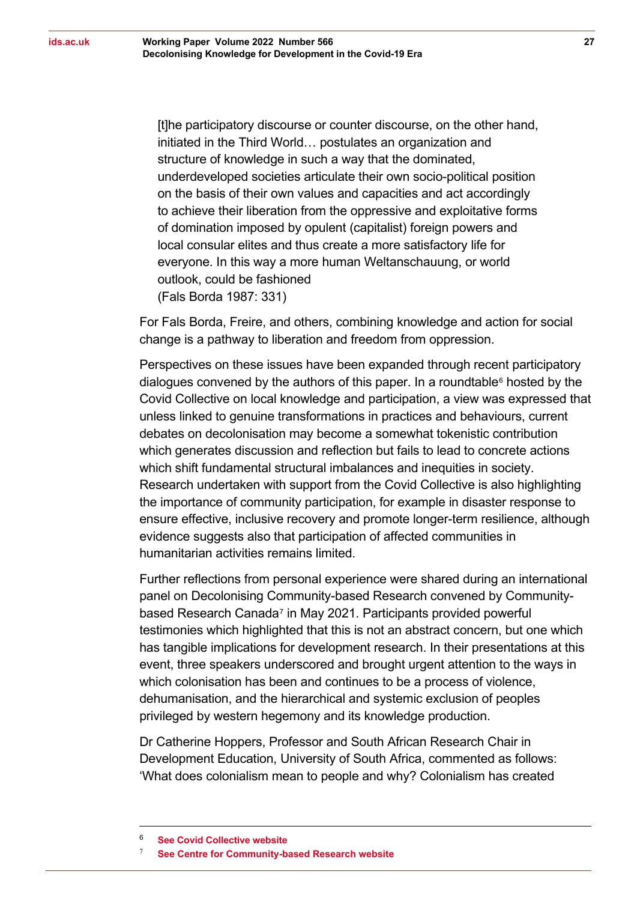> [t]he participatory discourse or counter discourse, on the other hand, initiated in the Third World… postulates an organization and structure of knowledge in such a way that the dominated, underdeveloped societies articulate their own socio-political position on the basis of their own values and capacities and act accordingly to achieve their liberation from the oppressive and exploitative forms of domination imposed by opulent (capitalist) foreign powers and local consular elites and thus create a more satisfactory life for everyone. In this way a more human Weltanschauung, or world outlook, could be fashioned
> (Fals Borda 1987: 331)

For Fals Borda, Freire, and others, combining knowledge and action for social change is a pathway to liberation and freedom from oppression.

Perspectives on these issues have been expanded through recent participatory dialogues convened by the authors of this paper. In a roundtable[6] hosted by the Covid Collective on local knowledge and participation, a view was expressed that unless linked to genuine transformations in practices and behaviours, current debates on decolonisation may become a somewhat tokenistic contribution which generates discussion and reflection but fails to lead to concrete actions which shift fundamental structural imbalances and inequities in society. Research undertaken with support from the Covid Collective is also highlighting the importance of community participation, for example in disaster response to ensure effective, inclusive recovery and promote longer-term resilience, although evidence suggests also that participation of affected communities in humanitarian activities remains limited.

Further reflections from personal experience were shared during an international panel on Decolonising Community-based Research convened by Community-based Research Canada[7] in May 2021. Participants provided powerful testimonies which highlighted that this is not an abstract concern, but one which has tangible implications for development research. In their presentations at this event, three speakers underscored and brought urgent attention to the ways in which colonisation has been and continues to be a process of violence, dehumanisation, and the hierarchical and systemic exclusion of peoples privileged by western hegemony and its knowledge production.

Dr Catherine Hoppers, Professor and South African Research Chair in Development Education, University of South Africa, commented as follows: 'What does colonialism mean to people and why? Colonialism has created

---

[6] **See Covid Collective website**

[7] **See Centre for Community-based Research website**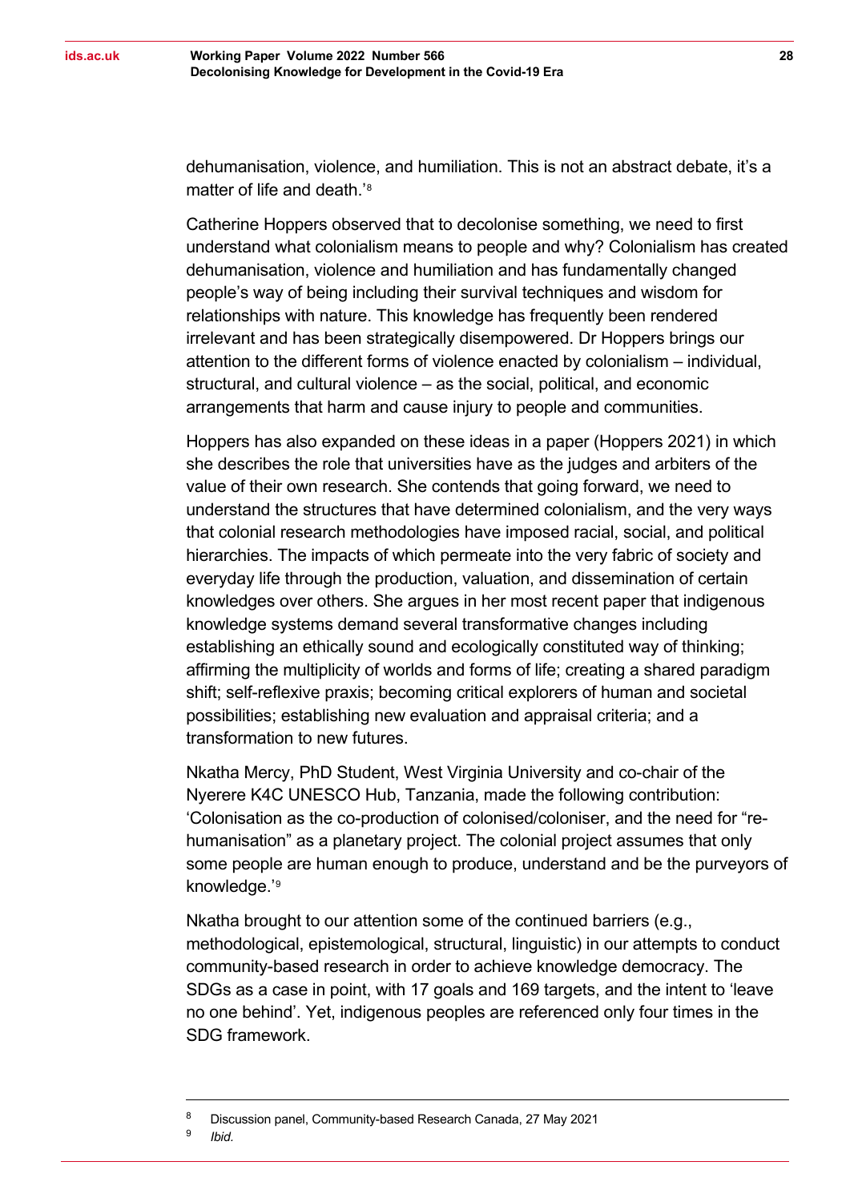dehumanisation, violence, and humiliation. This is not an abstract debate, it's a matter of life and death.'[8]

Catherine Hoppers observed that to decolonise something, we need to first understand what colonialism means to people and why? Colonialism has created dehumanisation, violence and humiliation and has fundamentally changed people's way of being including their survival techniques and wisdom for relationships with nature. This knowledge has frequently been rendered irrelevant and has been strategically disempowered. Dr Hoppers brings our attention to the different forms of violence enacted by colonialism – individual, structural, and cultural violence – as the social, political, and economic arrangements that harm and cause injury to people and communities.

Hoppers has also expanded on these ideas in a paper (Hoppers 2021) in which she describes the role that universities have as the judges and arbiters of the value of their own research. She contends that going forward, we need to understand the structures that have determined colonialism, and the very ways that colonial research methodologies have imposed racial, social, and political hierarchies. The impacts of which permeate into the very fabric of society and everyday life through the production, valuation, and dissemination of certain knowledges over others. She argues in her most recent paper that indigenous knowledge systems demand several transformative changes including establishing an ethically sound and ecologically constituted way of thinking; affirming the multiplicity of worlds and forms of life; creating a shared paradigm shift; self-reflexive praxis; becoming critical explorers of human and societal possibilities; establishing new evaluation and appraisal criteria; and a transformation to new futures.

Nkatha Mercy, PhD Student, West Virginia University and co-chair of the Nyerere K4C UNESCO Hub, Tanzania, made the following contribution: 'Colonisation as the co-production of colonised/coloniser, and the need for "re-humanisation" as a planetary project. The colonial project assumes that only some people are human enough to produce, understand and be the purveyors of knowledge.'[9]

Nkatha brought to our attention some of the continued barriers (e.g., methodological, epistemological, structural, linguistic) in our attempts to conduct community-based research in order to achieve knowledge democracy. The SDGs as a case in point, with 17 goals and 169 targets, and the intent to 'leave no one behind'. Yet, indigenous peoples are referenced only four times in the SDG framework.

---

[8] Discussion panel, Community-based Research Canada, 27 May 2021

[9] *Ibid.*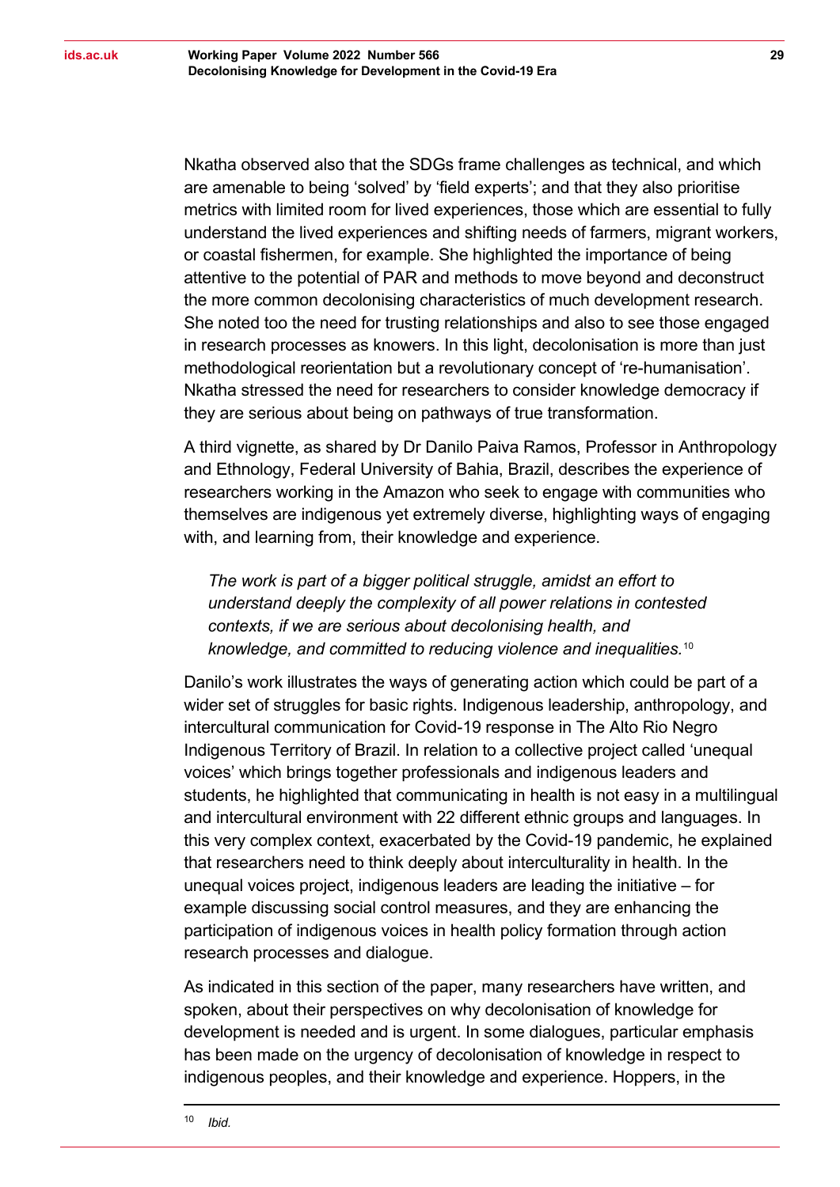Nkatha observed also that the SDGs frame challenges as technical, and which are amenable to being 'solved' by 'field experts'; and that they also prioritise metrics with limited room for lived experiences, those which are essential to fully understand the lived experiences and shifting needs of farmers, migrant workers, or coastal fishermen, for example. She highlighted the importance of being attentive to the potential of PAR and methods to move beyond and deconstruct the more common decolonising characteristics of much development research. She noted too the need for trusting relationships and also to see those engaged in research processes as knowers. In this light, decolonisation is more than just methodological reorientation but a revolutionary concept of 're-humanisation'. Nkatha stressed the need for researchers to consider knowledge democracy if they are serious about being on pathways of true transformation.

A third vignette, as shared by Dr Danilo Paiva Ramos, Professor in Anthropology and Ethnology, Federal University of Bahia, Brazil, describes the experience of researchers working in the Amazon who seek to engage with communities who themselves are indigenous yet extremely diverse, highlighting ways of engaging with, and learning from, their knowledge and experience.

> *The work is part of a bigger political struggle, amidst an effort to understand deeply the complexity of all power relations in contested contexts, if we are serious about decolonising health, and knowledge, and committed to reducing violence and inequalities.*[10]

Danilo's work illustrates the ways of generating action which could be part of a wider set of struggles for basic rights. Indigenous leadership, anthropology, and intercultural communication for Covid-19 response in The Alto Rio Negro Indigenous Territory of Brazil. In relation to a collective project called 'unequal voices' which brings together professionals and indigenous leaders and students, he highlighted that communicating in health is not easy in a multilingual and intercultural environment with 22 different ethnic groups and languages. In this very complex context, exacerbated by the Covid-19 pandemic, he explained that researchers need to think deeply about interculturality in health. In the unequal voices project, indigenous leaders are leading the initiative – for example discussing social control measures, and they are enhancing the participation of indigenous voices in health policy formation through action research processes and dialogue.

As indicated in this section of the paper, many researchers have written, and spoken, about their perspectives on why decolonisation of knowledge for development is needed and is urgent. In some dialogues, particular emphasis has been made on the urgency of decolonisation of knowledge in respect to indigenous peoples, and their knowledge and experience. Hoppers, in the

---

[10] *Ibid.*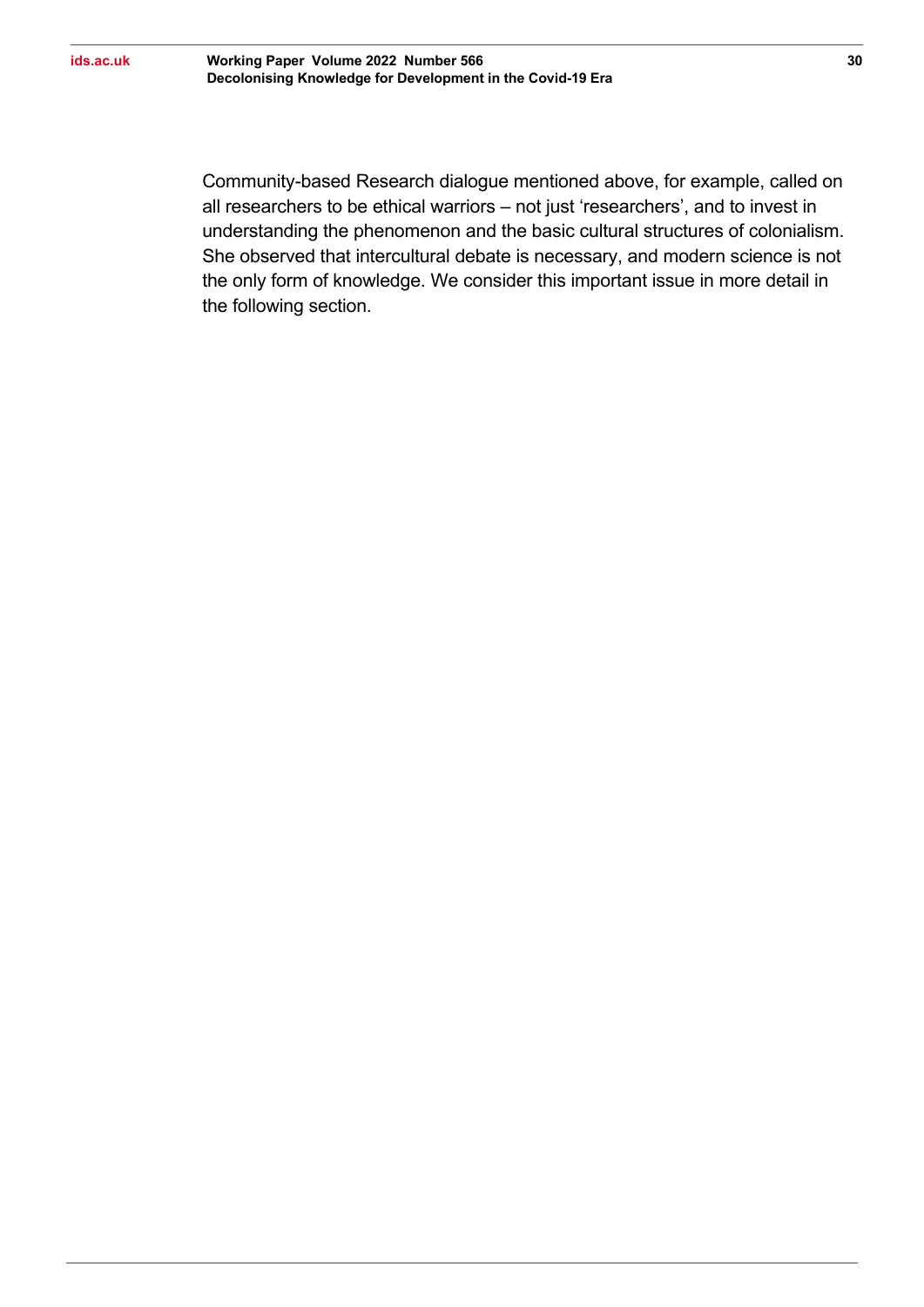Community-based Research dialogue mentioned above, for example, called on all researchers to be ethical warriors – not just 'researchers', and to invest in understanding the phenomenon and the basic cultural structures of colonialism. She observed that intercultural debate is necessary, and modern science is not the only form of knowledge. We consider this important issue in more detail in the following section.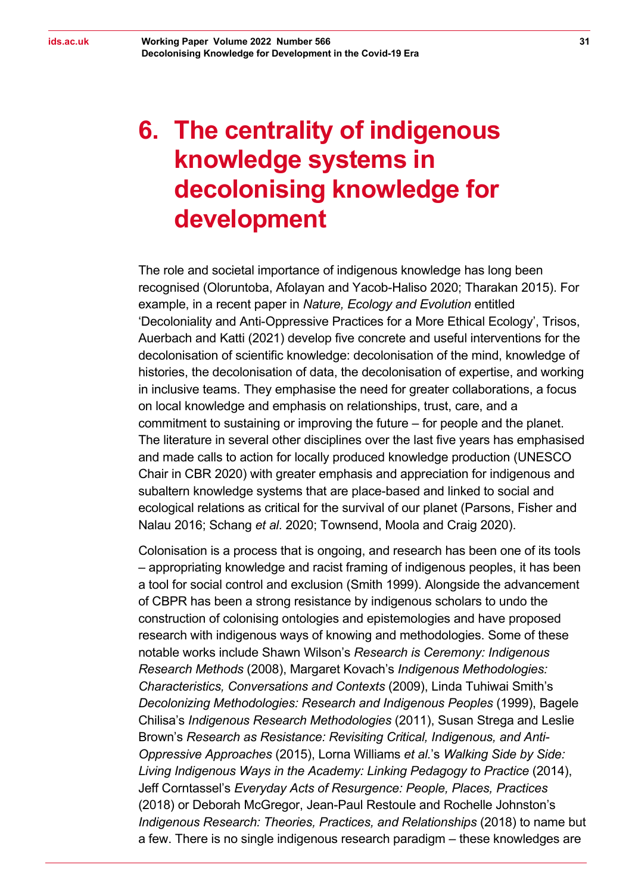# 6. The centrality of indigenous knowledge systems in decolonising knowledge for development

The role and societal importance of indigenous knowledge has long been recognised (Oloruntoba, Afolayan and Yacob-Haliso 2020; Tharakan 2015). For example, in a recent paper in *Nature, Ecology and Evolution* entitled 'Decoloniality and Anti-Oppressive Practices for a More Ethical Ecology', Trisos, Auerbach and Katti (2021) develop five concrete and useful interventions for the decolonisation of scientific knowledge: decolonisation of the mind, knowledge of histories, the decolonisation of data, the decolonisation of expertise, and working in inclusive teams. They emphasise the need for greater collaborations, a focus on local knowledge and emphasis on relationships, trust, care, and a commitment to sustaining or improving the future – for people and the planet. The literature in several other disciplines over the last five years has emphasised and made calls to action for locally produced knowledge production (UNESCO Chair in CBR 2020) with greater emphasis and appreciation for indigenous and subaltern knowledge systems that are place-based and linked to social and ecological relations as critical for the survival of our planet (Parsons, Fisher and Nalau 2016; Schang *et al*. 2020; Townsend, Moola and Craig 2020).

Colonisation is a process that is ongoing, and research has been one of its tools – appropriating knowledge and racist framing of indigenous peoples, it has been a tool for social control and exclusion (Smith 1999). Alongside the advancement of CBPR has been a strong resistance by indigenous scholars to undo the construction of colonising ontologies and epistemologies and have proposed research with indigenous ways of knowing and methodologies. Some of these notable works include Shawn Wilson's *Research is Ceremony: Indigenous Research Methods* (2008), Margaret Kovach's *Indigenous Methodologies: Characteristics, Conversations and Contexts* (2009), Linda Tuhiwai Smith's *Decolonizing Methodologies: Research and Indigenous Peoples* (1999), Bagele Chilisa's *Indigenous Research Methodologies* (2011), Susan Strega and Leslie Brown's *Research as Resistance: Revisiting Critical, Indigenous, and Anti-Oppressive Approaches* (2015), Lorna Williams *et al.*'s *Walking Side by Side: Living Indigenous Ways in the Academy: Linking Pedagogy to Practice* (2014), Jeff Corntassel's *Everyday Acts of Resurgence: People, Places, Practices* (2018) or Deborah McGregor, Jean-Paul Restoule and Rochelle Johnston's *Indigenous Research: Theories, Practices, and Relationships* (2018) to name but a few. There is no single indigenous research paradigm – these knowledges are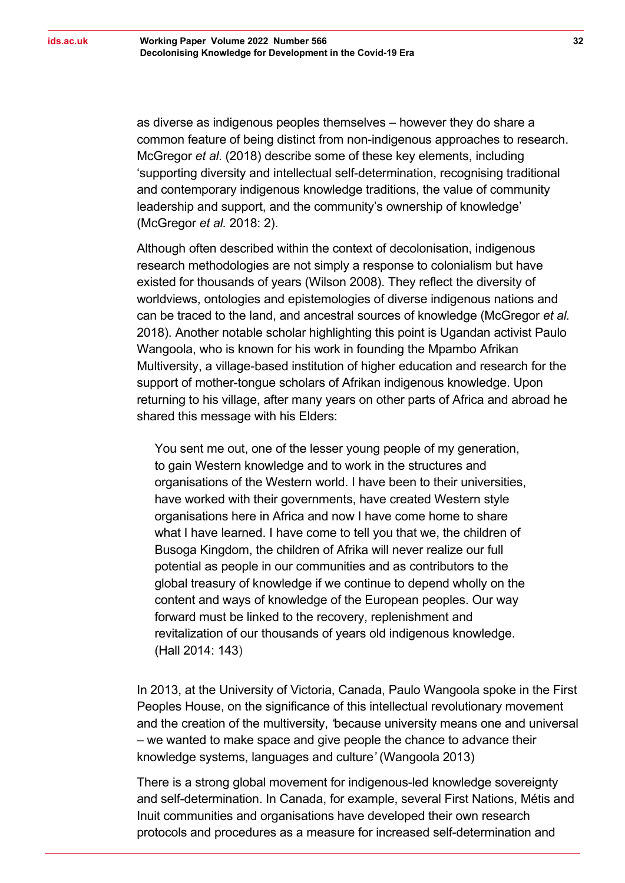as diverse as indigenous peoples themselves – however they do share a common feature of being distinct from non-indigenous approaches to research. McGregor *et al*. (2018) describe some of these key elements, including 'supporting diversity and intellectual self-determination, recognising traditional and contemporary indigenous knowledge traditions, the value of community leadership and support, and the community's ownership of knowledge' (McGregor *et al.* 2018: 2).

Although often described within the context of decolonisation, indigenous research methodologies are not simply a response to colonialism but have existed for thousands of years (Wilson 2008). They reflect the diversity of worldviews, ontologies and epistemologies of diverse indigenous nations and can be traced to the land, and ancestral sources of knowledge (McGregor *et al.* 2018). Another notable scholar highlighting this point is Ugandan activist Paulo Wangoola, who is known for his work in founding the Mpambo Afrikan Multiversity, a village-based institution of higher education and research for the support of mother-tongue scholars of Afrikan indigenous knowledge. Upon returning to his village, after many years on other parts of Africa and abroad he shared this message with his Elders:

> You sent me out, one of the lesser young people of my generation, to gain Western knowledge and to work in the structures and organisations of the Western world. I have been to their universities, have worked with their governments, have created Western style organisations here in Africa and now I have come home to share what I have learned. I have come to tell you that we, the children of Busoga Kingdom, the children of Afrika will never realize our full potential as people in our communities and as contributors to the global treasury of knowledge if we continue to depend wholly on the content and ways of knowledge of the European peoples. Our way forward must be linked to the recovery, replenishment and revitalization of our thousands of years old indigenous knowledge. (Hall 2014: 143)

In 2013, at the University of Victoria, Canada, Paulo Wangoola spoke in the First Peoples House, on the significance of this intellectual revolutionary movement and the creation of the multiversity, *'*because university means one and universal – we wanted to make space and give people the chance to advance their knowledge systems, languages and culture*'* (Wangoola 2013)

There is a strong global movement for indigenous-led knowledge sovereignty and self-determination. In Canada, for example, several First Nations, Métis and Inuit communities and organisations have developed their own research protocols and procedures as a measure for increased self-determination and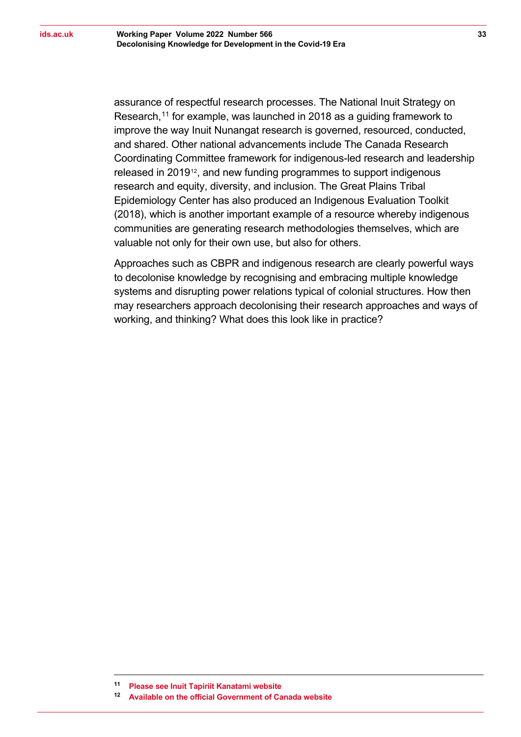assurance of respectful research processes. The National Inuit Strategy on Research,[11] for example, was launched in 2018 as a guiding framework to improve the way Inuit Nunangat research is governed, resourced, conducted, and shared. Other national advancements include The Canada Research Coordinating Committee framework for indigenous-led research and leadership released in 2019[12], and new funding programmes to support indigenous research and equity, diversity, and inclusion. The Great Plains Tribal Epidemiology Center has also produced an Indigenous Evaluation Toolkit (2018), which is another important example of a resource whereby indigenous communities are generating research methodologies themselves, which are valuable not only for their own use, but also for others.

Approaches such as CBPR and indigenous research are clearly powerful ways to decolonise knowledge by recognising and embracing multiple knowledge systems and disrupting power relations typical of colonial structures. How then may researchers approach decolonising their research approaches and ways of working, and thinking? What does this look like in practice?

---

[11] **Please see Inuit Tapiriit Kanatami website**

[12] **Available on the official Government of Canada website**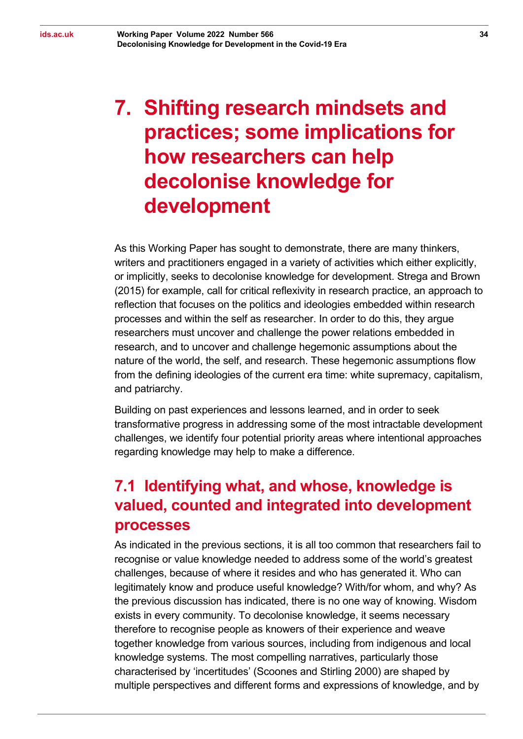# 7. Shifting research mindsets and practices; some implications for how researchers can help decolonise knowledge for development

As this Working Paper has sought to demonstrate, there are many thinkers, writers and practitioners engaged in a variety of activities which either explicitly, or implicitly, seeks to decolonise knowledge for development. Strega and Brown (2015) for example, call for critical reflexivity in research practice, an approach to reflection that focuses on the politics and ideologies embedded within research processes and within the self as researcher. In order to do this, they argue researchers must uncover and challenge the power relations embedded in research, and to uncover and challenge hegemonic assumptions about the nature of the world, the self, and research. These hegemonic assumptions flow from the defining ideologies of the current era time: white supremacy, capitalism, and patriarchy.

Building on past experiences and lessons learned, and in order to seek transformative progress in addressing some of the most intractable development challenges, we identify four potential priority areas where intentional approaches regarding knowledge may help to make a difference.

## 7.1 Identifying what, and whose, knowledge is valued, counted and integrated into development processes

As indicated in the previous sections, it is all too common that researchers fail to recognise or value knowledge needed to address some of the world's greatest challenges, because of where it resides and who has generated it. Who can legitimately know and produce useful knowledge? With/for whom, and why? As the previous discussion has indicated, there is no one way of knowing. Wisdom exists in every community. To decolonise knowledge, it seems necessary therefore to recognise people as knowers of their experience and weave together knowledge from various sources, including from indigenous and local knowledge systems. The most compelling narratives, particularly those characterised by 'incertitudes' (Scoones and Stirling 2000) are shaped by multiple perspectives and different forms and expressions of knowledge, and by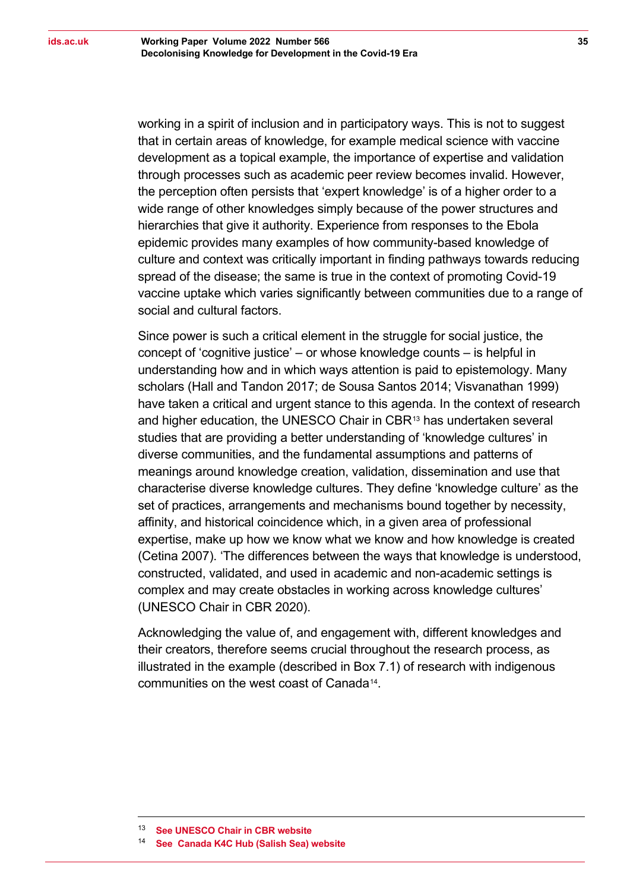working in a spirit of inclusion and in participatory ways. This is not to suggest that in certain areas of knowledge, for example medical science with vaccine development as a topical example, the importance of expertise and validation through processes such as academic peer review becomes invalid. However, the perception often persists that 'expert knowledge' is of a higher order to a wide range of other knowledges simply because of the power structures and hierarchies that give it authority. Experience from responses to the Ebola epidemic provides many examples of how community-based knowledge of culture and context was critically important in finding pathways towards reducing spread of the disease; the same is true in the context of promoting Covid-19 vaccine uptake which varies significantly between communities due to a range of social and cultural factors.

Since power is such a critical element in the struggle for social justice, the concept of 'cognitive justice' – or whose knowledge counts – is helpful in understanding how and in which ways attention is paid to epistemology. Many scholars (Hall and Tandon 2017; de Sousa Santos 2014; Visvanathan 1999) have taken a critical and urgent stance to this agenda. In the context of research and higher education, the UNESCO Chair in CBR[13] has undertaken several studies that are providing a better understanding of 'knowledge cultures' in diverse communities, and the fundamental assumptions and patterns of meanings around knowledge creation, validation, dissemination and use that characterise diverse knowledge cultures. They define 'knowledge culture' as the set of practices, arrangements and mechanisms bound together by necessity, affinity, and historical coincidence which, in a given area of professional expertise, make up how we know what we know and how knowledge is created (Cetina 2007). 'The differences between the ways that knowledge is understood, constructed, validated, and used in academic and non-academic settings is complex and may create obstacles in working across knowledge cultures' (UNESCO Chair in CBR 2020).

Acknowledging the value of, and engagement with, different knowledges and their creators, therefore seems crucial throughout the research process, as illustrated in the example (described in Box 7.1) of research with indigenous communities on the west coast of Canada[14].

---

[13] **See UNESCO Chair in CBR website**

[14] **See Canada K4C Hub (Salish Sea) website**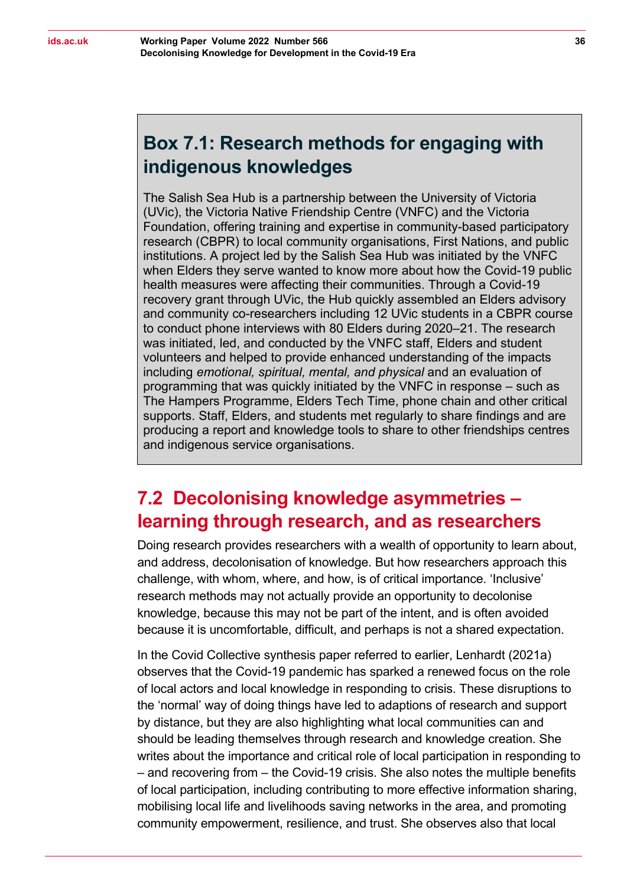### Box 7.1: Research methods for engaging with indigenous knowledges

The Salish Sea Hub is a partnership between the University of Victoria (UVic), the Victoria Native Friendship Centre (VNFC) and the Victoria Foundation, offering training and expertise in community-based participatory research (CBPR) to local community organisations, First Nations, and public institutions. A project led by the Salish Sea Hub was initiated by the VNFC when Elders they serve wanted to know more about how the Covid-19 public health measures were affecting their communities. Through a Covid-19 recovery grant through UVic, the Hub quickly assembled an Elders advisory and community co-researchers including 12 UVic students in a CBPR course to conduct phone interviews with 80 Elders during 2020–21. The research was initiated, led, and conducted by the VNFC staff, Elders and student volunteers and helped to provide enhanced understanding of the impacts including *emotional, spiritual, mental, and physical* and an evaluation of programming that was quickly initiated by the VNFC in response – such as The Hampers Programme, Elders Tech Time, phone chain and other critical supports. Staff, Elders, and students met regularly to share findings and are producing a report and knowledge tools to share to other friendships centres and indigenous service organisations.

## 7.2 Decolonising knowledge asymmetries – learning through research, and as researchers

Doing research provides researchers with a wealth of opportunity to learn about, and address, decolonisation of knowledge. But how researchers approach this challenge, with whom, where, and how, is of critical importance. 'Inclusive' research methods may not actually provide an opportunity to decolonise knowledge, because this may not be part of the intent, and is often avoided because it is uncomfortable, difficult, and perhaps is not a shared expectation.

In the Covid Collective synthesis paper referred to earlier, Lenhardt (2021a) observes that the Covid-19 pandemic has sparked a renewed focus on the role of local actors and local knowledge in responding to crisis. These disruptions to the 'normal' way of doing things have led to adaptions of research and support by distance, but they are also highlighting what local communities can and should be leading themselves through research and knowledge creation. She writes about the importance and critical role of local participation in responding to – and recovering from – the Covid-19 crisis. She also notes the multiple benefits of local participation, including contributing to more effective information sharing, mobilising local life and livelihoods saving networks in the area, and promoting community empowerment, resilience, and trust. She observes also that local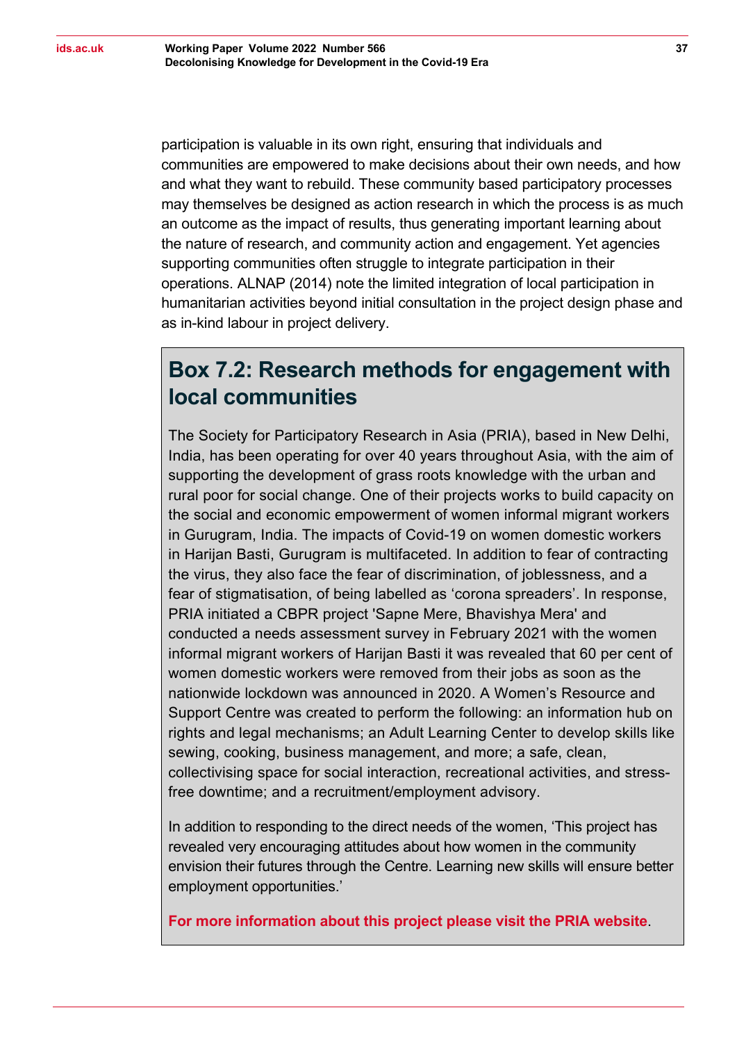participation is valuable in its own right, ensuring that individuals and communities are empowered to make decisions about their own needs, and how and what they want to rebuild. These community based participatory processes may themselves be designed as action research in which the process is as much an outcome as the impact of results, thus generating important learning about the nature of research, and community action and engagement. Yet agencies supporting communities often struggle to integrate participation in their operations. ALNAP (2014) note the limited integration of local participation in humanitarian activities beyond initial consultation in the project design phase and as in-kind labour in project delivery.

## Box 7.2: Research methods for engagement with local communities

The Society for Participatory Research in Asia (PRIA), based in New Delhi, India, has been operating for over 40 years throughout Asia, with the aim of supporting the development of grass roots knowledge with the urban and rural poor for social change. One of their projects works to build capacity on the social and economic empowerment of women informal migrant workers in Gurugram, India. The impacts of Covid-19 on women domestic workers in Harijan Basti, Gurugram is multifaceted. In addition to fear of contracting the virus, they also face the fear of discrimination, of joblessness, and a fear of stigmatisation, of being labelled as 'corona spreaders'. In response, PRIA initiated a CBPR project 'Sapne Mere, Bhavishya Mera' and conducted a needs assessment survey in February 2021 with the women informal migrant workers of Harijan Basti it was revealed that 60 per cent of women domestic workers were removed from their jobs as soon as the nationwide lockdown was announced in 2020. A Women's Resource and Support Centre was created to perform the following: an information hub on rights and legal mechanisms; an Adult Learning Center to develop skills like sewing, cooking, business management, and more; a safe, clean, collectivising space for social interaction, recreational activities, and stress-free downtime; and a recruitment/employment advisory.

In addition to responding to the direct needs of the women, 'This project has revealed very encouraging attitudes about how women in the community envision their futures through the Centre. Learning new skills will ensure better employment opportunities.'

**For more information about this project please visit the PRIA website**.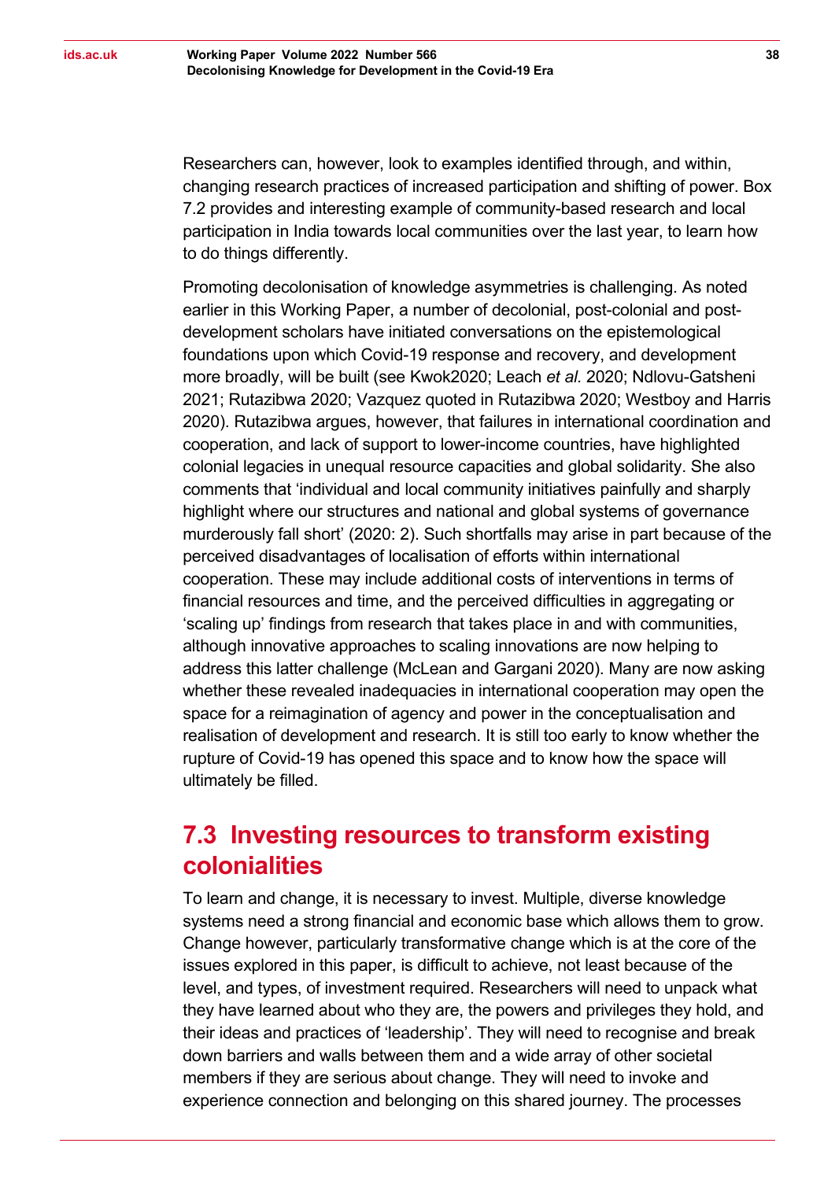Researchers can, however, look to examples identified through, and within, changing research practices of increased participation and shifting of power. Box 7.2 provides and interesting example of community-based research and local participation in India towards local communities over the last year, to learn how to do things differently.

Promoting decolonisation of knowledge asymmetries is challenging. As noted earlier in this Working Paper, a number of decolonial, post-colonial and post-development scholars have initiated conversations on the epistemological foundations upon which Covid-19 response and recovery, and development more broadly, will be built (see Kwok2020; Leach *et al.* 2020; Ndlovu-Gatsheni 2021; Rutazibwa 2020; Vazquez quoted in Rutazibwa 2020; Westboy and Harris 2020). Rutazibwa argues, however, that failures in international coordination and cooperation, and lack of support to lower-income countries, have highlighted colonial legacies in unequal resource capacities and global solidarity. She also comments that 'individual and local community initiatives painfully and sharply highlight where our structures and national and global systems of governance murderously fall short' (2020: 2). Such shortfalls may arise in part because of the perceived disadvantages of localisation of efforts within international cooperation. These may include additional costs of interventions in terms of financial resources and time, and the perceived difficulties in aggregating or 'scaling up' findings from research that takes place in and with communities, although innovative approaches to scaling innovations are now helping to address this latter challenge (McLean and Gargani 2020). Many are now asking whether these revealed inadequacies in international cooperation may open the space for a reimagination of agency and power in the conceptualisation and realisation of development and research. It is still too early to know whether the rupture of Covid-19 has opened this space and to know how the space will ultimately be filled.

## 7.3 Investing resources to transform existing colonialities

To learn and change, it is necessary to invest. Multiple, diverse knowledge systems need a strong financial and economic base which allows them to grow. Change however, particularly transformative change which is at the core of the issues explored in this paper, is difficult to achieve, not least because of the level, and types, of investment required. Researchers will need to unpack what they have learned about who they are, the powers and privileges they hold, and their ideas and practices of 'leadership'. They will need to recognise and break down barriers and walls between them and a wide array of other societal members if they are serious about change. They will need to invoke and experience connection and belonging on this shared journey. The processes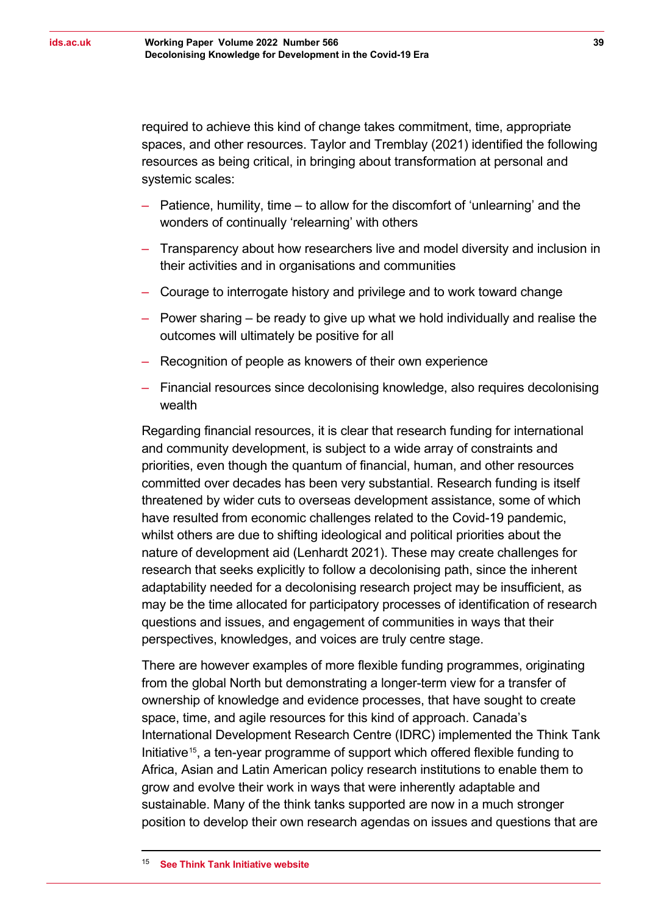required to achieve this kind of change takes commitment, time, appropriate spaces, and other resources. Taylor and Tremblay (2021) identified the following resources as being critical, in bringing about transformation at personal and systemic scales:

- Patience, humility, time – to allow for the discomfort of 'unlearning' and the wonders of continually 'relearning' with others
- Transparency about how researchers live and model diversity and inclusion in their activities and in organisations and communities
- Courage to interrogate history and privilege and to work toward change
- Power sharing – be ready to give up what we hold individually and realise the outcomes will ultimately be positive for all
- Recognition of people as knowers of their own experience
- Financial resources since decolonising knowledge, also requires decolonising wealth

Regarding financial resources, it is clear that research funding for international and community development, is subject to a wide array of constraints and priorities, even though the quantum of financial, human, and other resources committed over decades has been very substantial. Research funding is itself threatened by wider cuts to overseas development assistance, some of which have resulted from economic challenges related to the Covid-19 pandemic, whilst others are due to shifting ideological and political priorities about the nature of development aid (Lenhardt 2021). These may create challenges for research that seeks explicitly to follow a decolonising path, since the inherent adaptability needed for a decolonising research project may be insufficient, as may be the time allocated for participatory processes of identification of research questions and issues, and engagement of communities in ways that their perspectives, knowledges, and voices are truly centre stage.

There are however examples of more flexible funding programmes, originating from the global North but demonstrating a longer-term view for a transfer of ownership of knowledge and evidence processes, that have sought to create space, time, and agile resources for this kind of approach. Canada's International Development Research Centre (IDRC) implemented the Think Tank Initiative[15], a ten-year programme of support which offered flexible funding to Africa, Asian and Latin American policy research institutions to enable them to grow and evolve their work in ways that were inherently adaptable and sustainable. Many of the think tanks supported are now in a much stronger position to develop their own research agendas on issues and questions that are

[15] **See Think Tank Initiative website**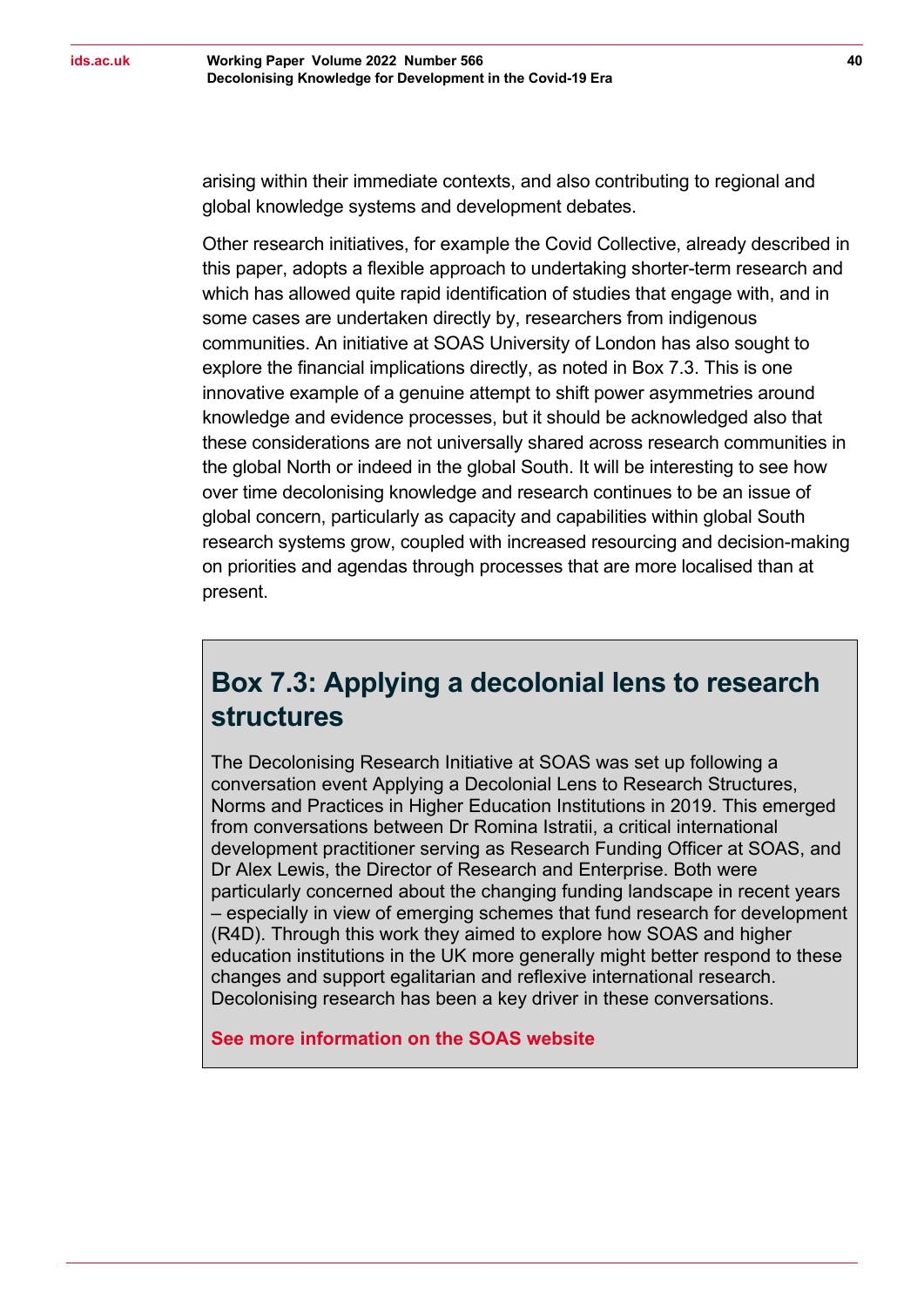arising within their immediate contexts, and also contributing to regional and global knowledge systems and development debates.

Other research initiatives, for example the Covid Collective, already described in this paper, adopts a flexible approach to undertaking shorter-term research and which has allowed quite rapid identification of studies that engage with, and in some cases are undertaken directly by, researchers from indigenous communities. An initiative at SOAS University of London has also sought to explore the financial implications directly, as noted in Box 7.3. This is one innovative example of a genuine attempt to shift power asymmetries around knowledge and evidence processes, but it should be acknowledged also that these considerations are not universally shared across research communities in the global North or indeed in the global South. It will be interesting to see how over time decolonising knowledge and research continues to be an issue of global concern, particularly as capacity and capabilities within global South research systems grow, coupled with increased resourcing and decision-making on priorities and agendas through processes that are more localised than at present.

## Box 7.3: Applying a decolonial lens to research structures

The Decolonising Research Initiative at SOAS was set up following a conversation event Applying a Decolonial Lens to Research Structures, Norms and Practices in Higher Education Institutions in 2019. This emerged from conversations between Dr Romina Istratii, a critical international development practitioner serving as Research Funding Officer at SOAS, and Dr Alex Lewis, the Director of Research and Enterprise. Both were particularly concerned about the changing funding landscape in recent years – especially in view of emerging schemes that fund research for development (R4D). Through this work they aimed to explore how SOAS and higher education institutions in the UK more generally might better respond to these changes and support egalitarian and reflexive international research. Decolonising research has been a key driver in these conversations.

**See more information on the SOAS website**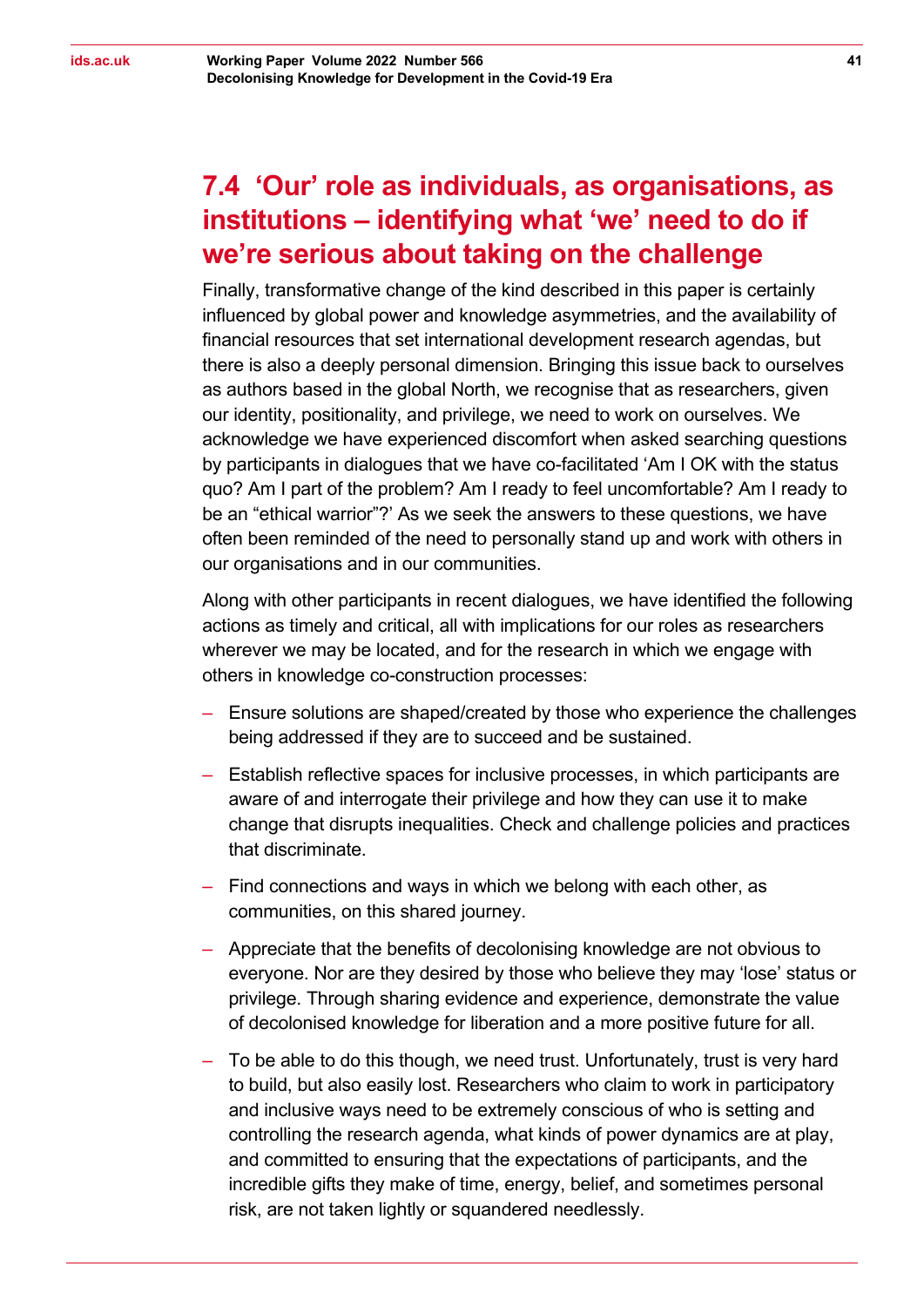## 7.4 'Our' role as individuals, as organisations, as institutions – identifying what 'we' need to do if we're serious about taking on the challenge

Finally, transformative change of the kind described in this paper is certainly influenced by global power and knowledge asymmetries, and the availability of financial resources that set international development research agendas, but there is also a deeply personal dimension. Bringing this issue back to ourselves as authors based in the global North, we recognise that as researchers, given our identity, positionality, and privilege, we need to work on ourselves. We acknowledge we have experienced discomfort when asked searching questions by participants in dialogues that we have co-facilitated 'Am I OK with the status quo? Am I part of the problem? Am I ready to feel uncomfortable? Am I ready to be an "ethical warrior"?' As we seek the answers to these questions, we have often been reminded of the need to personally stand up and work with others in our organisations and in our communities.

Along with other participants in recent dialogues, we have identified the following actions as timely and critical, all with implications for our roles as researchers wherever we may be located, and for the research in which we engage with others in knowledge co-construction processes:

- Ensure solutions are shaped/created by those who experience the challenges being addressed if they are to succeed and be sustained.
- Establish reflective spaces for inclusive processes, in which participants are aware of and interrogate their privilege and how they can use it to make change that disrupts inequalities. Check and challenge policies and practices that discriminate.
- Find connections and ways in which we belong with each other, as communities, on this shared journey.
- Appreciate that the benefits of decolonising knowledge are not obvious to everyone. Nor are they desired by those who believe they may 'lose' status or privilege. Through sharing evidence and experience, demonstrate the value of decolonised knowledge for liberation and a more positive future for all.
- To be able to do this though, we need trust. Unfortunately, trust is very hard to build, but also easily lost. Researchers who claim to work in participatory and inclusive ways need to be extremely conscious of who is setting and controlling the research agenda, what kinds of power dynamics are at play, and committed to ensuring that the expectations of participants, and the incredible gifts they make of time, energy, belief, and sometimes personal risk, are not taken lightly or squandered needlessly.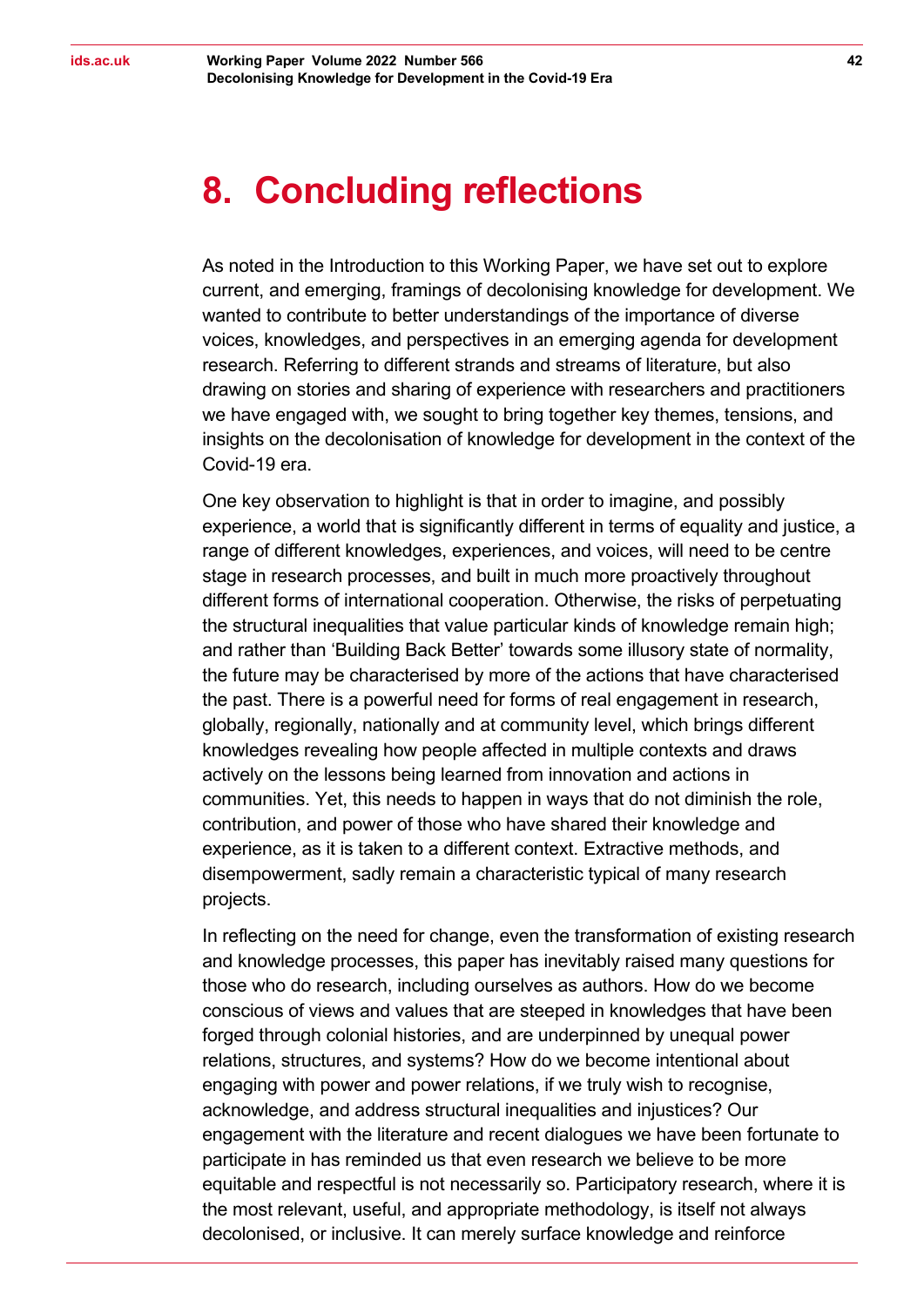# 8. Concluding reflections

As noted in the Introduction to this Working Paper, we have set out to explore current, and emerging, framings of decolonising knowledge for development. We wanted to contribute to better understandings of the importance of diverse voices, knowledges, and perspectives in an emerging agenda for development research. Referring to different strands and streams of literature, but also drawing on stories and sharing of experience with researchers and practitioners we have engaged with, we sought to bring together key themes, tensions, and insights on the decolonisation of knowledge for development in the context of the Covid-19 era.

One key observation to highlight is that in order to imagine, and possibly experience, a world that is significantly different in terms of equality and justice, a range of different knowledges, experiences, and voices, will need to be centre stage in research processes, and built in much more proactively throughout different forms of international cooperation. Otherwise, the risks of perpetuating the structural inequalities that value particular kinds of knowledge remain high; and rather than 'Building Back Better' towards some illusory state of normality, the future may be characterised by more of the actions that have characterised the past. There is a powerful need for forms of real engagement in research, globally, regionally, nationally and at community level, which brings different knowledges revealing how people affected in multiple contexts and draws actively on the lessons being learned from innovation and actions in communities. Yet, this needs to happen in ways that do not diminish the role, contribution, and power of those who have shared their knowledge and experience, as it is taken to a different context. Extractive methods, and disempowerment, sadly remain a characteristic typical of many research projects.

In reflecting on the need for change, even the transformation of existing research and knowledge processes, this paper has inevitably raised many questions for those who do research, including ourselves as authors. How do we become conscious of views and values that are steeped in knowledges that have been forged through colonial histories, and are underpinned by unequal power relations, structures, and systems? How do we become intentional about engaging with power and power relations, if we truly wish to recognise, acknowledge, and address structural inequalities and injustices? Our engagement with the literature and recent dialogues we have been fortunate to participate in has reminded us that even research we believe to be more equitable and respectful is not necessarily so. Participatory research, where it is the most relevant, useful, and appropriate methodology, is itself not always decolonised, or inclusive. It can merely surface knowledge and reinforce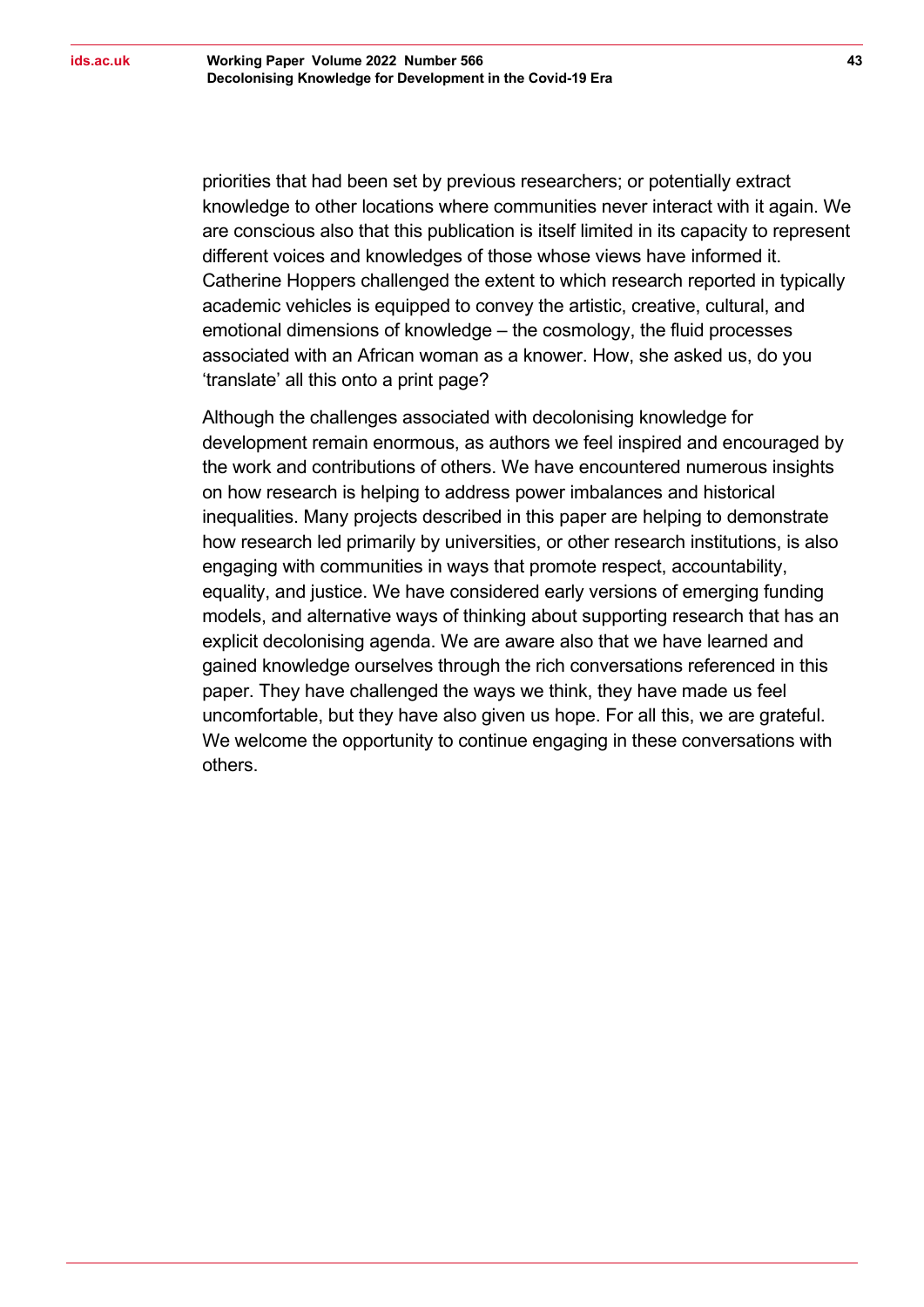priorities that had been set by previous researchers; or potentially extract knowledge to other locations where communities never interact with it again. We are conscious also that this publication is itself limited in its capacity to represent different voices and knowledges of those whose views have informed it. Catherine Hoppers challenged the extent to which research reported in typically academic vehicles is equipped to convey the artistic, creative, cultural, and emotional dimensions of knowledge – the cosmology, the fluid processes associated with an African woman as a knower. How, she asked us, do you 'translate' all this onto a print page?

Although the challenges associated with decolonising knowledge for development remain enormous, as authors we feel inspired and encouraged by the work and contributions of others. We have encountered numerous insights on how research is helping to address power imbalances and historical inequalities. Many projects described in this paper are helping to demonstrate how research led primarily by universities, or other research institutions, is also engaging with communities in ways that promote respect, accountability, equality, and justice. We have considered early versions of emerging funding models, and alternative ways of thinking about supporting research that has an explicit decolonising agenda. We are aware also that we have learned and gained knowledge ourselves through the rich conversations referenced in this paper. They have challenged the ways we think, they have made us feel uncomfortable, but they have also given us hope. For all this, we are grateful. We welcome the opportunity to continue engaging in these conversations with others.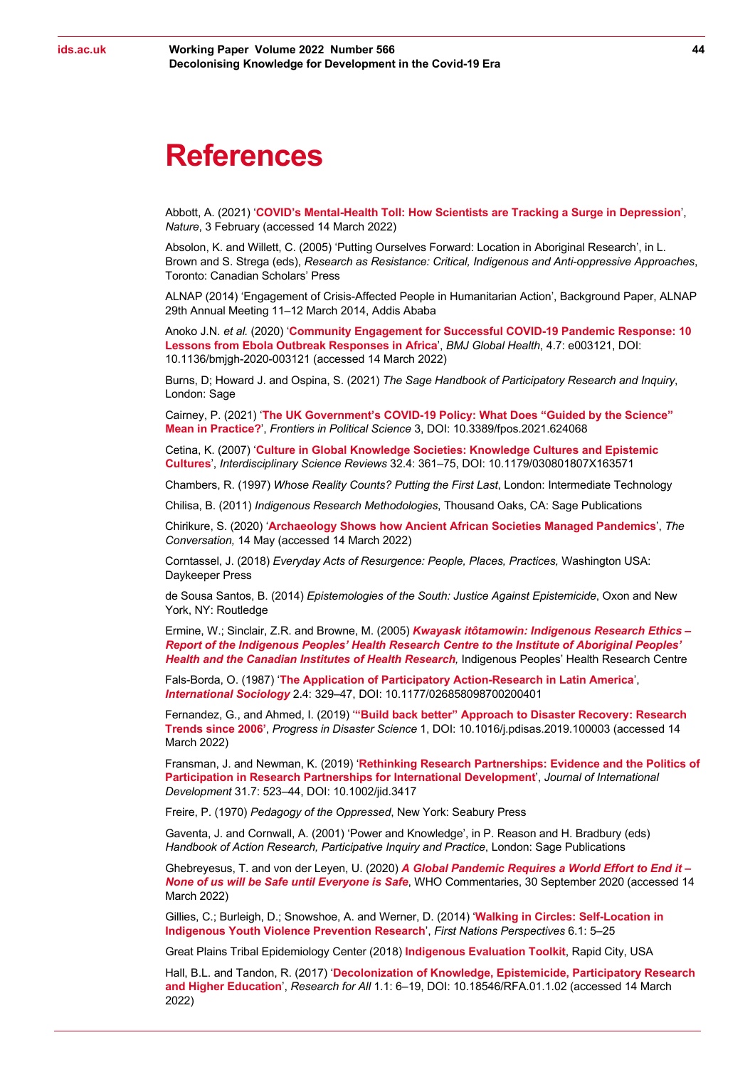# References

Abbott, A. (2021) '**COVID's Mental-Health Toll: How Scientists are Tracking a Surge in Depression**', *Nature*, 3 February (accessed 14 March 2022)

Absolon, K. and Willett, C. (2005) 'Putting Ourselves Forward: Location in Aboriginal Research', in L. Brown and S. Strega (eds), *Research as Resistance: Critical, Indigenous and Anti-oppressive Approaches*, Toronto: Canadian Scholars' Press

ALNAP (2014) 'Engagement of Crisis-Affected People in Humanitarian Action', Background Paper, ALNAP 29th Annual Meeting 11–12 March 2014, Addis Ababa

Anoko J.N. *et al.* (2020) '**Community Engagement for Successful COVID-19 Pandemic Response: 10 Lessons from Ebola Outbreak Responses in Africa**', *BMJ Global Health*, 4.7: e003121, DOI: 10.1136/bmjgh-2020-003121 (accessed 14 March 2022)

Burns, D; Howard J. and Ospina, S. (2021) *The Sage Handbook of Participatory Research and Inquiry*, London: Sage

Cairney, P. (2021) '**The UK Government's COVID-19 Policy: What Does "Guided by the Science" Mean in Practice?**', *Frontiers in Political Science* 3, DOI: 10.3389/fpos.2021.624068

Cetina, K. (2007) '**Culture in Global Knowledge Societies: Knowledge Cultures and Epistemic Cultures**', *Interdisciplinary Science Reviews* 32.4: 361–75, DOI: 10.1179/030801807X163571

Chambers, R. (1997) *Whose Reality Counts? Putting the First Last*, London: Intermediate Technology

Chilisa, B. (2011) *Indigenous Research Methodologies*, Thousand Oaks, CA: Sage Publications

Chirikure, S. (2020) '**Archaeology Shows how Ancient African Societies Managed Pandemics**', *The Conversation,* 14 May (accessed 14 March 2022)

Corntassel, J. (2018) *Everyday Acts of Resurgence: People, Places, Practices,* Washington USA: Daykeeper Press

de Sousa Santos, B. (2014) *Epistemologies of the South: Justice Against Epistemicide*, Oxon and New York, NY: Routledge

Ermine, W.; Sinclair, Z.R. and Browne, M. (2005) ***Kwayask itôtamowin: Indigenous Research Ethics – Report of the Indigenous Peoples' Health Research Centre to the Institute of Aboriginal Peoples' Health and the Canadian Institutes of Health Research**,* Indigenous Peoples' Health Research Centre

Fals-Borda, O. (1987) '**The Application of Participatory Action-Research in Latin America**', ***International Sociology*** 2.4: 329–47, DOI: 10.1177/026858098700200401

Fernandez, G., and Ahmed, I. (2019) '**"Build back better" Approach to Disaster Recovery: Research Trends since 2006'**, *Progress in Disaster Science* 1, DOI: 10.1016/j.pdisas.2019.100003 (accessed 14 March 2022)

Fransman, J. and Newman, K. (2019) '**Rethinking Research Partnerships: Evidence and the Politics of Participation in Research Partnerships for International Development**', *Journal of International Development* 31.7: 523–44, DOI: 10.1002/jid.3417

Freire, P. (1970) *Pedagogy of the Oppressed*, New York: Seabury Press

Gaventa, J. and Cornwall, A. (2001) 'Power and Knowledge', in P. Reason and H. Bradbury (eds) *Handbook of Action Research, Participative Inquiry and Practice*, London: Sage Publications

Ghebreyesus, T. and von der Leyen, U. (2020) ***A Global Pandemic Requires a World Effort to End it – None of us will be Safe until Everyone is Safe***, WHO Commentaries, 30 September 2020 (accessed 14 March 2022)

Gillies, C.; Burleigh, D.; Snowshoe, A. and Werner, D. (2014) '**Walking in Circles: Self-Location in Indigenous Youth Violence Prevention Research**', *First Nations Perspectives* 6.1: 5–25

Great Plains Tribal Epidemiology Center (2018) **Indigenous Evaluation Toolkit**, Rapid City, USA

Hall, B.L. and Tandon, R. (2017) '**Decolonization of Knowledge, Epistemicide, Participatory Research and Higher Education**', *Research for All* 1.1: 6–19, DOI: 10.18546/RFA.01.1.02 (accessed 14 March 2022)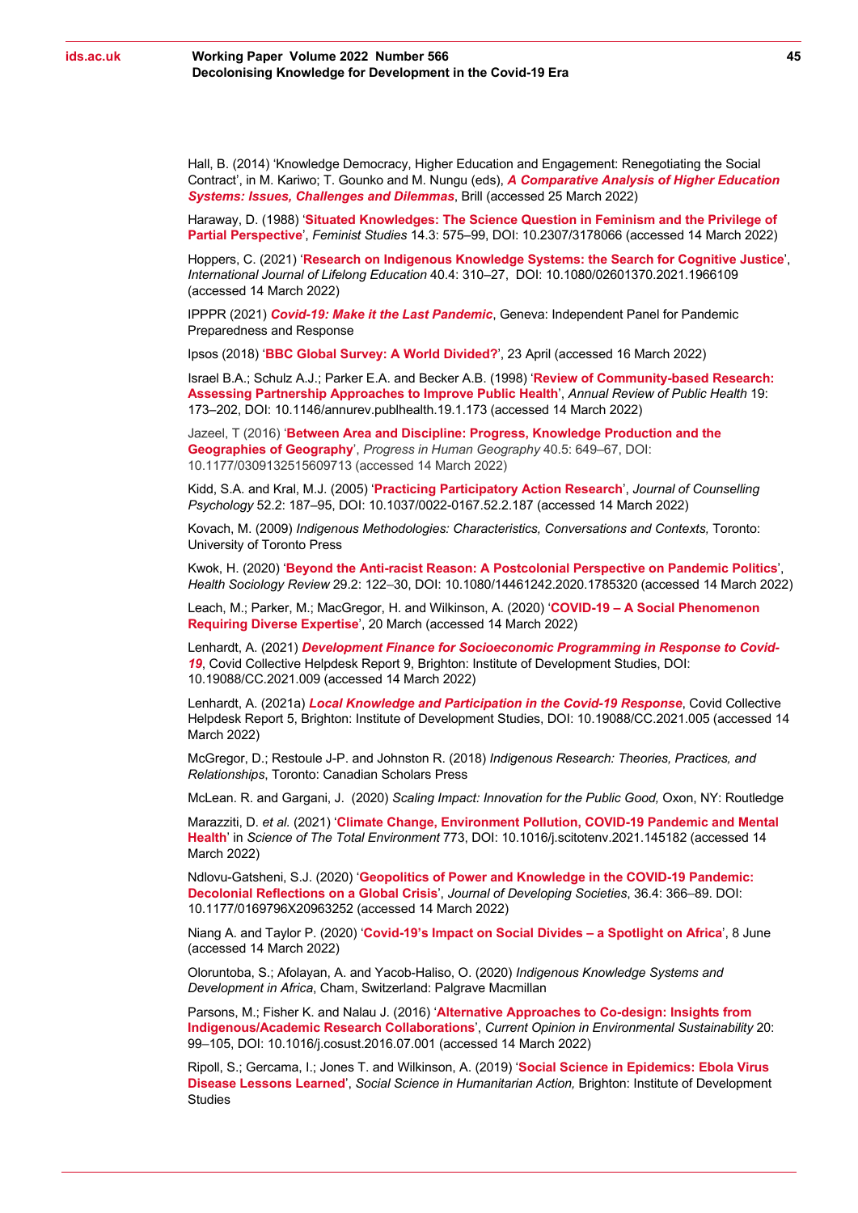Hall, B. (2014) 'Knowledge Democracy, Higher Education and Engagement: Renegotiating the Social Contract', in M. Kariwo; T. Gounko and M. Nungu (eds), ***A Comparative Analysis of Higher Education Systems: Issues, Challenges and Dilemmas***, Brill (accessed 25 March 2022)

Haraway, D. (1988) '**Situated Knowledges: The Science Question in Feminism and the Privilege of Partial Perspective**', *Feminist Studies* 14.3: 575–99, DOI: 10.2307/3178066 (accessed 14 March 2022)

Hoppers, C. (2021) '**Research on Indigenous Knowledge Systems: the Search for Cognitive Justice**', *International Journal of Lifelong Education* 40.4: 310–27, DOI: 10.1080/02601370.2021.1966109 (accessed 14 March 2022)

IPPPR (2021) ***Covid-19: Make it the Last Pandemic***, Geneva: Independent Panel for Pandemic Preparedness and Response

Ipsos (2018) '**BBC Global Survey: A World Divided?**', 23 April (accessed 16 March 2022)

Israel B.A.; Schulz A.J.; Parker E.A. and Becker A.B. (1998) '**Review of Community-based Research: Assessing Partnership Approaches to Improve Public Health**', *Annual Review of Public Health* 19: 173–202, DOI: 10.1146/annurev.publhealth.19.1.173 (accessed 14 March 2022)

Jazeel, T (2016) '**Between Area and Discipline: Progress, Knowledge Production and the Geographies of Geography**', *Progress in Human Geography* 40.5: 649–67, DOI: 10.1177/0309132515609713 (accessed 14 March 2022)

Kidd, S.A. and Kral, M.J. (2005) '**Practicing Participatory Action Research**', *Journal of Counselling Psychology* 52.2: 187–95, DOI: 10.1037/0022-0167.52.2.187 (accessed 14 March 2022)

Kovach, M. (2009) *Indigenous Methodologies: Characteristics, Conversations and Contexts,* Toronto: University of Toronto Press

Kwok, H. (2020) '**Beyond the Anti-racist Reason: A Postcolonial Perspective on Pandemic Politics**', *Health Sociology Review* 29.2: 122–30, DOI: 10.1080/14461242.2020.1785320 (accessed 14 March 2022)

Leach, M.; Parker, M.; MacGregor, H. and Wilkinson, A. (2020) '**COVID-19 – A Social Phenomenon Requiring Diverse Expertise**', 20 March (accessed 14 March 2022)

Lenhardt, A. (2021) ***Development Finance for Socioeconomic Programming in Response to Covid-19***, Covid Collective Helpdesk Report 9, Brighton: Institute of Development Studies, DOI: 10.19088/CC.2021.009 (accessed 14 March 2022)

Lenhardt, A. (2021a) ***Local Knowledge and Participation in the Covid-19 Response***, Covid Collective Helpdesk Report 5, Brighton: Institute of Development Studies, DOI: 10.19088/CC.2021.005 (accessed 14 March 2022)

McGregor, D.; Restoule J-P. and Johnston R. (2018) *Indigenous Research: Theories, Practices, and Relationships*, Toronto: Canadian Scholars Press

McLean. R. and Gargani, J. (2020) *Scaling Impact: Innovation for the Public Good,* Oxon, NY: Routledge

Marazziti, D. *et al.* (2021) '**Climate Change, Environment Pollution, COVID-19 Pandemic and Mental Health**' in *Science of The Total Environment* 773, DOI: 10.1016/j.scitotenv.2021.145182 (accessed 14 March 2022)

Ndlovu-Gatsheni, S.J. (2020) '**Geopolitics of Power and Knowledge in the COVID-19 Pandemic: Decolonial Reflections on a Global Crisis**', *Journal of Developing Societies*, 36.4: 366–89. DOI: 10.1177/0169796X20963252 (accessed 14 March 2022)

Niang A. and Taylor P. (2020) '**Covid-19's Impact on Social Divides – a Spotlight on Africa**', 8 June (accessed 14 March 2022)

Oloruntoba, S.; Afolayan, A. and Yacob-Haliso, O. (2020) *Indigenous Knowledge Systems and Development in Africa*, Cham, Switzerland: Palgrave Macmillan

Parsons, M.; Fisher K. and Nalau J. (2016) '**Alternative Approaches to Co-design: Insights from Indigenous/Academic Research Collaborations**', *Current Opinion in Environmental Sustainability* 20: 99–105, DOI: 10.1016/j.cosust.2016.07.001 (accessed 14 March 2022)

Ripoll, S.; Gercama, I.; Jones T. and Wilkinson, A. (2019) '**Social Science in Epidemics: Ebola Virus Disease Lessons Learned**', *Social Science in Humanitarian Action,* Brighton: Institute of Development Studies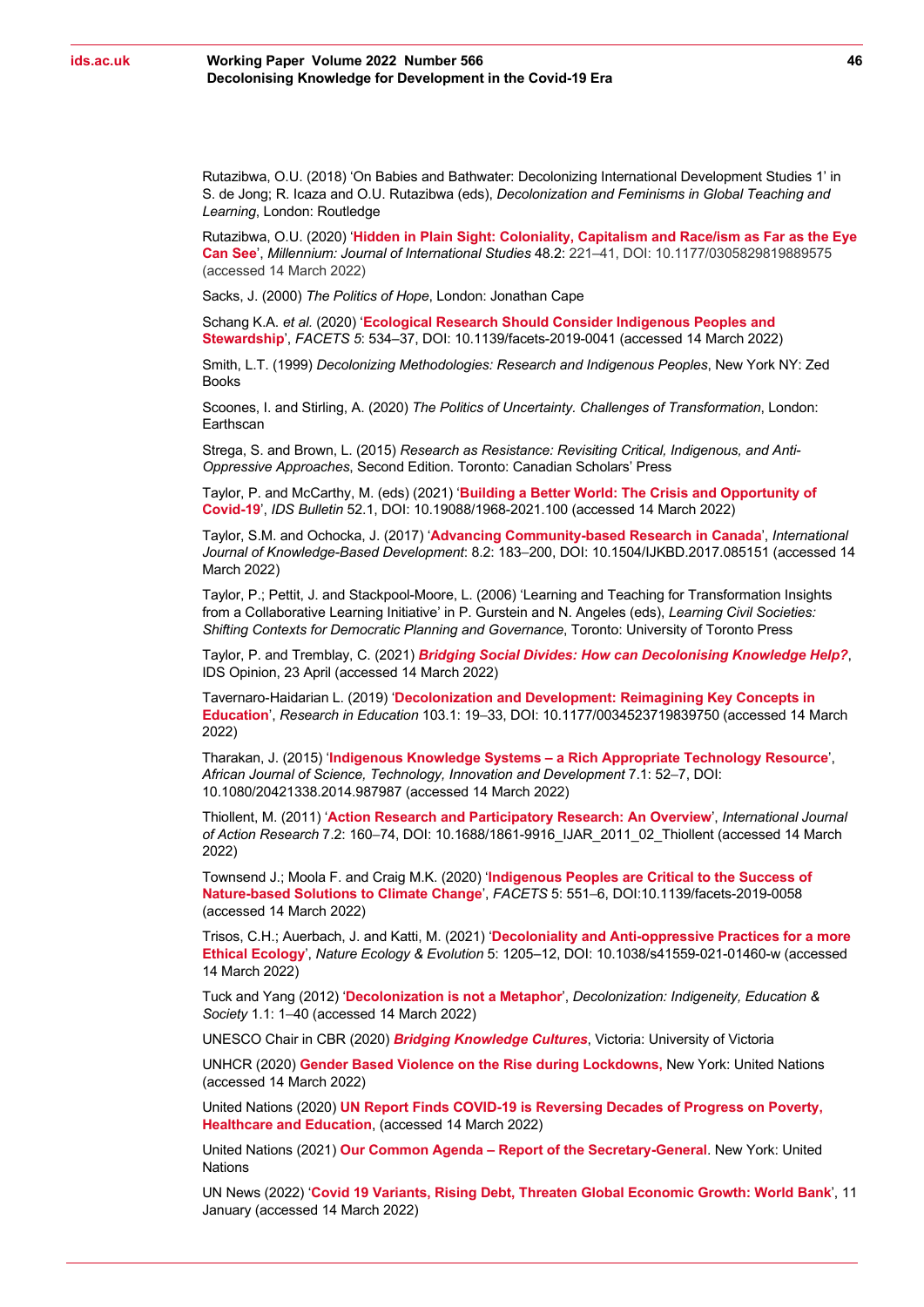Rutazibwa, O.U. (2018) 'On Babies and Bathwater: Decolonizing International Development Studies 1' in S. de Jong; R. Icaza and O.U. Rutazibwa (eds), *Decolonization and Feminisms in Global Teaching and Learning*, London: Routledge

Rutazibwa, O.U. (2020) '**Hidden in Plain Sight: Coloniality, Capitalism and Race/ism as Far as the Eye Can See**', *Millennium: Journal of International Studies* 48.2: 221–41, DOI: 10.1177/0305829819889575 (accessed 14 March 2022)

Sacks, J. (2000) *The Politics of Hope*, London: Jonathan Cape

Schang K.A. *et al.* (2020) '**Ecological Research Should Consider Indigenous Peoples and Stewardship**', *FACETS 5*: 534–37, DOI: 10.1139/facets-2019-0041 (accessed 14 March 2022)

Smith, L.T. (1999) *Decolonizing Methodologies: Research and Indigenous Peoples*, New York NY: Zed Books

Scoones, I. and Stirling, A. (2020) *The Politics of Uncertainty. Challenges of Transformation*, London: Earthscan

Strega, S. and Brown, L. (2015) *Research as Resistance: Revisiting Critical, Indigenous, and Anti-Oppressive Approaches*, Second Edition. Toronto: Canadian Scholars' Press

Taylor, P. and McCarthy, M. (eds) (2021) '**Building a Better World: The Crisis and Opportunity of Covid-19**', *IDS Bulletin* 52.1, DOI: 10.19088/1968-2021.100 (accessed 14 March 2022)

Taylor, S.M. and Ochocka, J. (2017) '**Advancing Community-based Research in Canada**', *International Journal of Knowledge-Based Development*: 8.2: 183–200, DOI: 10.1504/IJKBD.2017.085151 (accessed 14 March 2022)

Taylor, P.; Pettit, J. and Stackpool-Moore, L. (2006) 'Learning and Teaching for Transformation Insights from a Collaborative Learning Initiative' in P. Gurstein and N. Angeles (eds), *Learning Civil Societies: Shifting Contexts for Democratic Planning and Governance*, Toronto: University of Toronto Press

Taylor, P. and Tremblay, C. (2021) ***Bridging Social Divides: How can Decolonising Knowledge Help?***, IDS Opinion, 23 April (accessed 14 March 2022)

Tavernaro-Haidarian L. (2019) '**Decolonization and Development: Reimagining Key Concepts in Education**', *Research in Education* 103.1: 19–33, DOI: 10.1177/0034523719839750 (accessed 14 March 2022)

Tharakan, J. (2015) '**Indigenous Knowledge Systems – a Rich Appropriate Technology Resource**', *African Journal of Science, Technology, Innovation and Development* 7.1: 52–7, DOI: 10.1080/20421338.2014.987987 (accessed 14 March 2022)

Thiollent, M. (2011) '**Action Research and Participatory Research: An Overview**', *International Journal of Action Research* 7.2: 160–74, DOI: 10.1688/1861-9916_IJAR_2011_02_Thiollent (accessed 14 March 2022)

Townsend J.; Moola F. and Craig M.K. (2020) '**Indigenous Peoples are Critical to the Success of Nature-based Solutions to Climate Change**', *FACETS* 5: 551–6, DOI:10.1139/facets-2019-0058 (accessed 14 March 2022)

Trisos, C.H.; Auerbach, J. and Katti, M. (2021) '**Decoloniality and Anti-oppressive Practices for a more Ethical Ecology**', *Nature Ecology & Evolution* 5: 1205–12, DOI: 10.1038/s41559-021-01460-w (accessed 14 March 2022)

Tuck and Yang (2012) '**Decolonization is not a Metaphor**', *Decolonization: Indigeneity, Education & Society* 1.1: 1–40 (accessed 14 March 2022)

UNESCO Chair in CBR (2020) ***Bridging Knowledge Cultures***, Victoria: University of Victoria

UNHCR (2020) **Gender Based Violence on the Rise during Lockdowns,** New York: United Nations (accessed 14 March 2022)

United Nations (2020) **UN Report Finds COVID-19 is Reversing Decades of Progress on Poverty, Healthcare and Education**, (accessed 14 March 2022)

United Nations (2021) **Our Common Agenda – Report of the Secretary-General**. New York: United Nations

UN News (2022) '**Covid 19 Variants, Rising Debt, Threaten Global Economic Growth: World Bank**', 11 January (accessed 14 March 2022)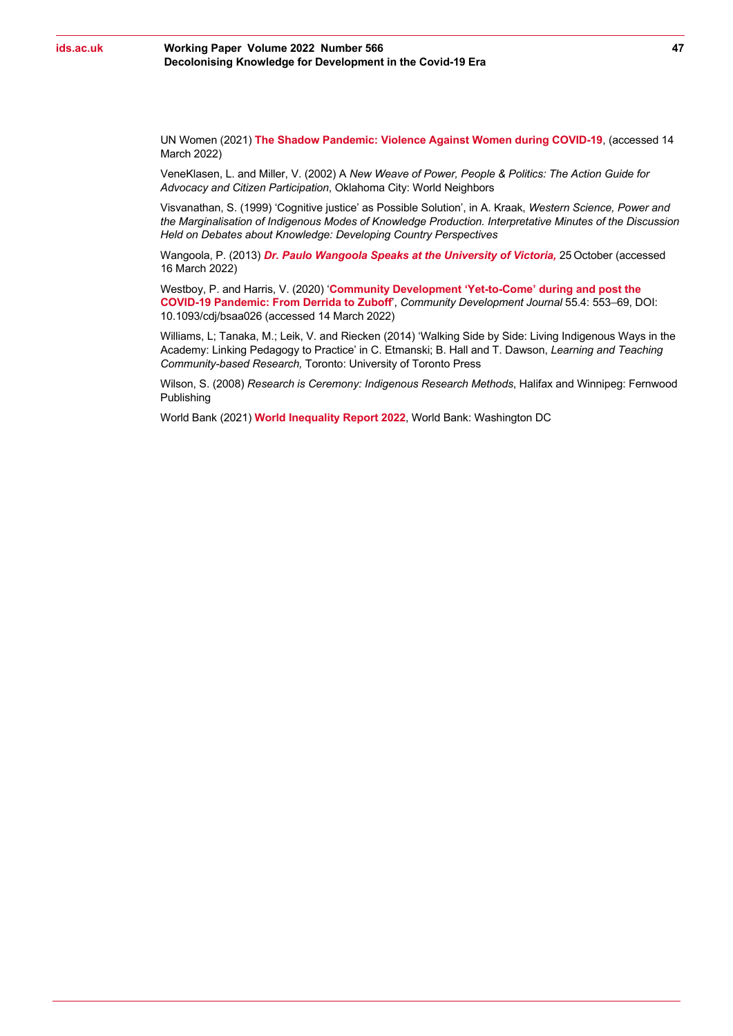UN Women (2021) **The Shadow Pandemic: Violence Against Women during COVID-19**, (accessed 14 March 2022)

VeneKlasen, L. and Miller, V. (2002) A *New Weave of Power, People & Politics: The Action Guide for Advocacy and Citizen Participation*, Oklahoma City: World Neighbors

Visvanathan, S. (1999) 'Cognitive justice' as Possible Solution', in A. Kraak, *Western Science, Power and the Marginalisation of Indigenous Modes of Knowledge Production. Interpretative Minutes of the Discussion Held on Debates about Knowledge: Developing Country Perspectives*

Wangoola, P. (2013) ***Dr. Paulo Wangoola Speaks at the University of Victoria,*** 25 October (accessed 16 March 2022)

Westboy, P. and Harris, V. (2020) '**Community Development 'Yet-to-Come' during and post the COVID-19 Pandemic: From Derrida to Zuboff**', *Community Development Journal* 55.4: 553–69, DOI: 10.1093/cdj/bsaa026 (accessed 14 March 2022)

Williams, L; Tanaka, M.; Leik, V. and Riecken (2014) 'Walking Side by Side: Living Indigenous Ways in the Academy: Linking Pedagogy to Practice' in C. Etmanski; B. Hall and T. Dawson, *Learning and Teaching Community-based Research,* Toronto: University of Toronto Press

Wilson, S. (2008) *Research is Ceremony: Indigenous Research Methods*, Halifax and Winnipeg: Fernwood Publishing

World Bank (2021) **World Inequality Report 2022**, World Bank: Washington DC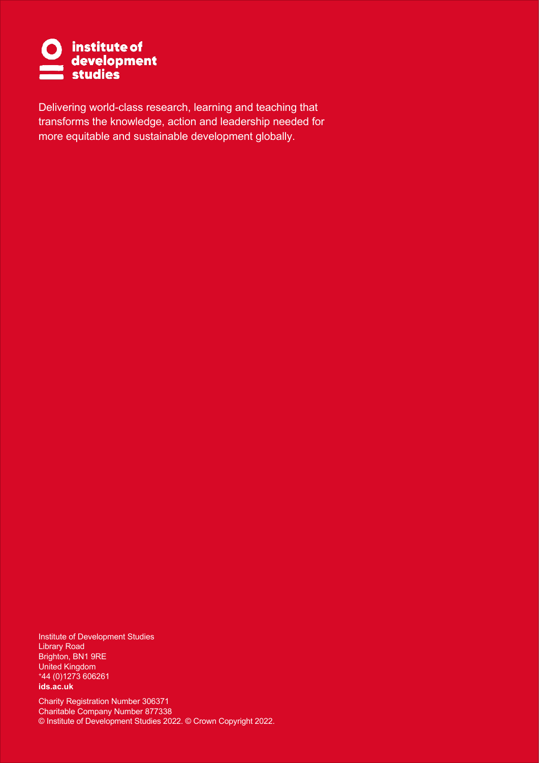institute of development studies

Delivering world-class research, learning and teaching that transforms the knowledge, action and leadership needed for more equitable and sustainable development globally.

Institute of Development Studies
Library Road
Brighton, BN1 9RE
United Kingdom
+44 (0)1273 606261
**ids.ac.uk**

Charity Registration Number 306371
Charitable Company Number 877338
© Institute of Development Studies 2022. © Crown Copyright 2022.